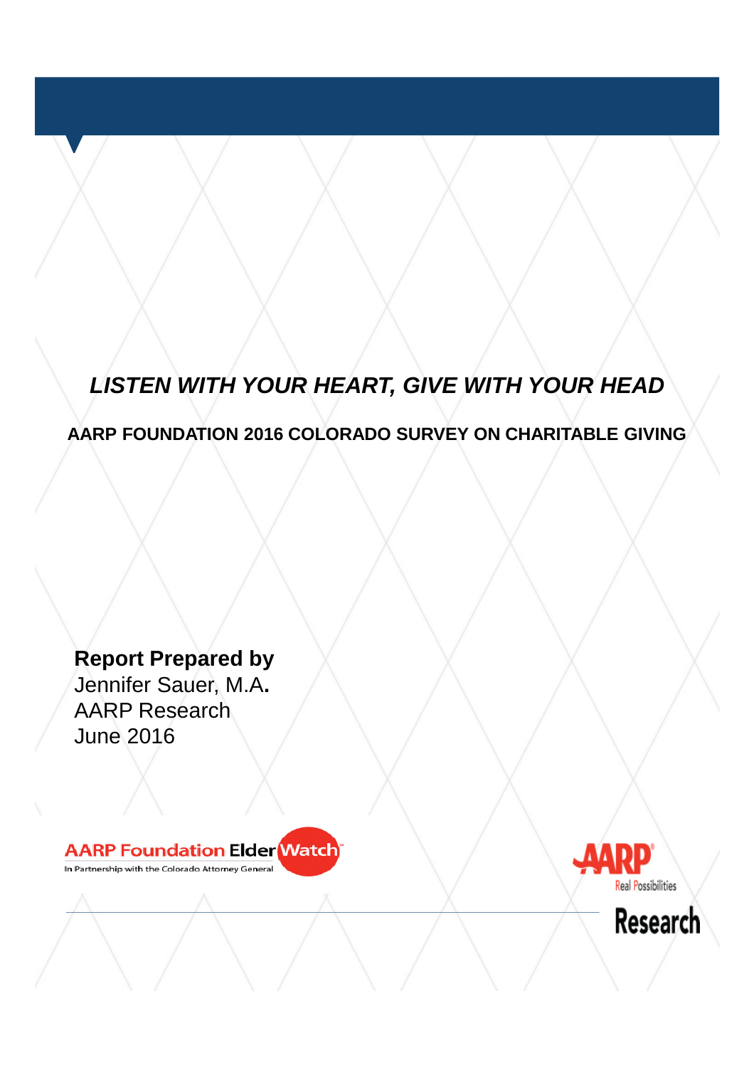# *LISTEN WITH YOUR HEART, GIVE WITH YOUR HEAD*

## AARP FOUNDATION 2016 COLORADO SURVEY ON CHARITABLE GIVING

**Report Prepared by**
Jennifer Sauer, M.A.
AARP Research
June 2016

AARP Foundation ElderWatch
In Partnership with the Colorado Attorney General

AARP Real Possibilities
Research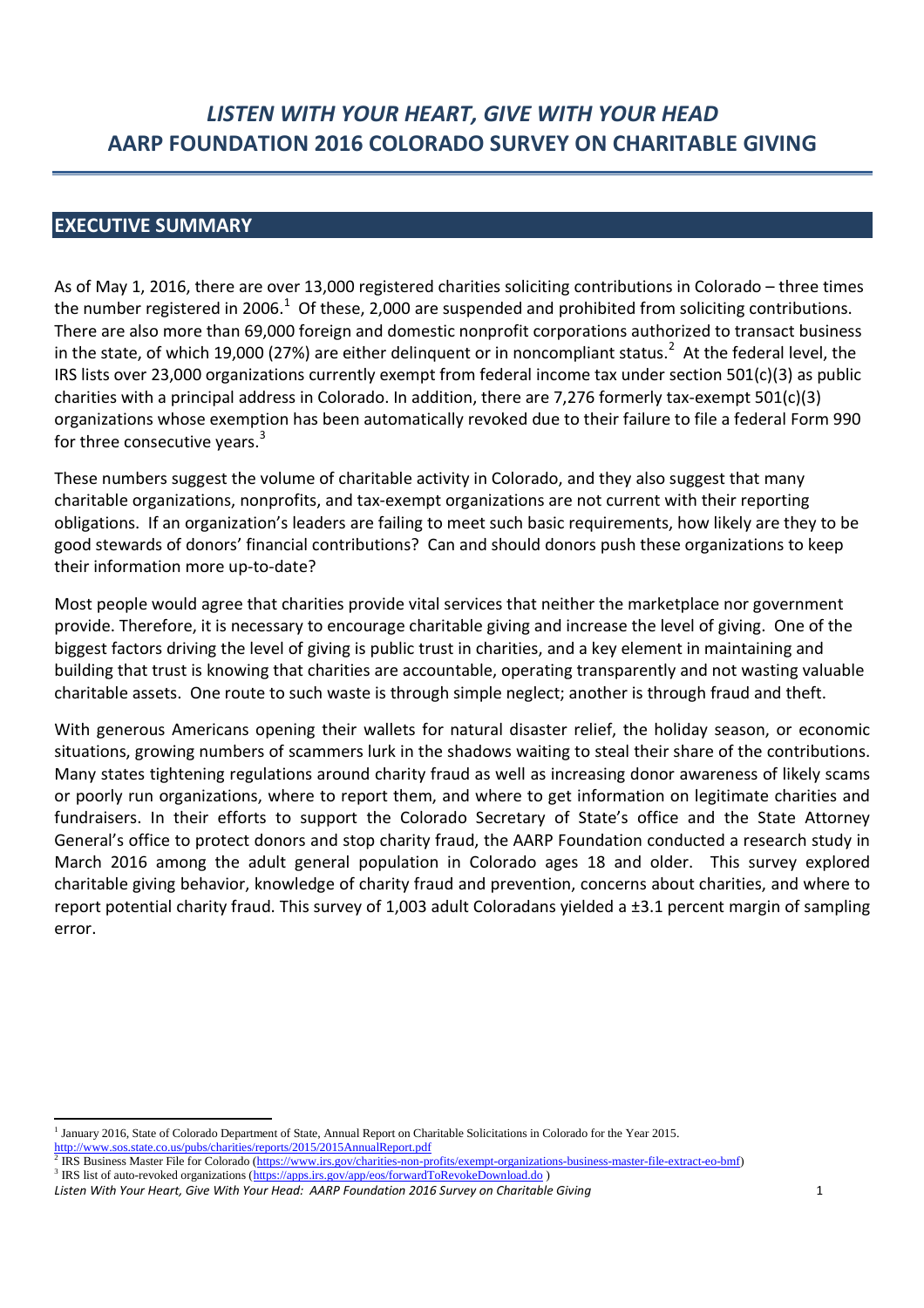# *LISTEN WITH YOUR HEART, GIVE WITH YOUR HEAD*
# AARP FOUNDATION 2016 COLORADO SURVEY ON CHARITABLE GIVING

## EXECUTIVE SUMMARY

As of May 1, 2016, there are over 13,000 registered charities soliciting contributions in Colorado – three times the number registered in 2006.[1] Of these, 2,000 are suspended and prohibited from soliciting contributions. There are also more than 69,000 foreign and domestic nonprofit corporations authorized to transact business in the state, of which 19,000 (27%) are either delinquent or in noncompliant status.[2] At the federal level, the IRS lists over 23,000 organizations currently exempt from federal income tax under section 501(c)(3) as public charities with a principal address in Colorado. In addition, there are 7,276 formerly tax-exempt 501(c)(3) organizations whose exemption has been automatically revoked due to their failure to file a federal Form 990 for three consecutive years.[3]

These numbers suggest the volume of charitable activity in Colorado, and they also suggest that many charitable organizations, nonprofits, and tax-exempt organizations are not current with their reporting obligations. If an organization's leaders are failing to meet such basic requirements, how likely are they to be good stewards of donors' financial contributions? Can and should donors push these organizations to keep their information more up-to-date?

Most people would agree that charities provide vital services that neither the marketplace nor government provide. Therefore, it is necessary to encourage charitable giving and increase the level of giving. One of the biggest factors driving the level of giving is public trust in charities, and a key element in maintaining and building that trust is knowing that charities are accountable, operating transparently and not wasting valuable charitable assets. One route to such waste is through simple neglect; another is through fraud and theft.

With generous Americans opening their wallets for natural disaster relief, the holiday season, or economic situations, growing numbers of scammers lurk in the shadows waiting to steal their share of the contributions. Many states tightening regulations around charity fraud as well as increasing donor awareness of likely scams or poorly run organizations, where to report them, and where to get information on legitimate charities and fundraisers. In their efforts to support the Colorado Secretary of State's office and the State Attorney General's office to protect donors and stop charity fraud, the AARP Foundation conducted a research study in March 2016 among the adult general population in Colorado ages 18 and older. This survey explored charitable giving behavior, knowledge of charity fraud and prevention, concerns about charities, and where to report potential charity fraud. This survey of 1,003 adult Coloradans yielded a ±3.1 percent margin of sampling error.

---

[1] January 2016, State of Colorado Department of State, Annual Report on Charitable Solicitations in Colorado for the Year 2015. http://www.sos.state.co.us/pubs/charities/reports/2015/2015AnnualReport.pdf

[2] IRS Business Master File for Colorado (https://www.irs.gov/charities-non-profits/exempt-organizations-business-master-file-extract-eo-bmf)

[3] IRS list of auto-revoked organizations (https://apps.irs.gov/app/eos/forwardToRevokeDownload.do )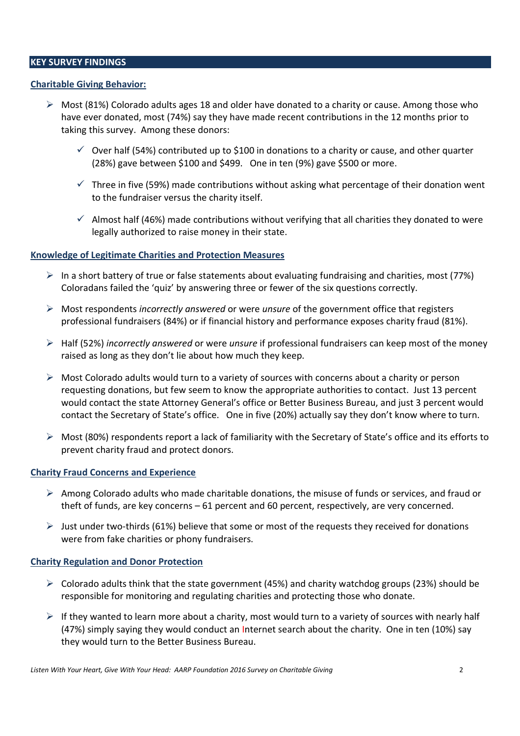## KEY SURVEY FINDINGS

### Charitable Giving Behavior:

- Most (81%) Colorado adults ages 18 and older have donated to a charity or cause. Among those who have ever donated, most (74%) say they have made recent contributions in the 12 months prior to taking this survey. Among these donors:
  - Over half (54%) contributed up to $100 in donations to a charity or cause, and other quarter (28%) gave between $100 and $499. One in ten (9%) gave $500 or more.
  - Three in five (59%) made contributions without asking what percentage of their donation went to the fundraiser versus the charity itself.
  - Almost half (46%) made contributions without verifying that all charities they donated to were legally authorized to raise money in their state.

### Knowledge of Legitimate Charities and Protection Measures

- In a short battery of true or false statements about evaluating fundraising and charities, most (77%) Coloradans failed the 'quiz' by answering three or fewer of the six questions correctly.
- Most respondents *incorrectly answered* or were *unsure* of the government office that registers professional fundraisers (84%) or if financial history and performance exposes charity fraud (81%).
- Half (52%) *incorrectly answered* or were *unsure* if professional fundraisers can keep most of the money raised as long as they don't lie about how much they keep.
- Most Colorado adults would turn to a variety of sources with concerns about a charity or person requesting donations, but few seem to know the appropriate authorities to contact. Just 13 percent would contact the state Attorney General's office or Better Business Bureau, and just 3 percent would contact the Secretary of State's office. One in five (20%) actually say they don't know where to turn.
- Most (80%) respondents report a lack of familiarity with the Secretary of State's office and its efforts to prevent charity fraud and protect donors.

### Charity Fraud Concerns and Experience

- Among Colorado adults who made charitable donations, the misuse of funds or services, and fraud or theft of funds, are key concerns – 61 percent and 60 percent, respectively, are very concerned.
- Just under two-thirds (61%) believe that some or most of the requests they received for donations were from fake charities or phony fundraisers.

### Charity Regulation and Donor Protection

- Colorado adults think that the state government (45%) and charity watchdog groups (23%) should be responsible for monitoring and regulating charities and protecting those who donate.
- If they wanted to learn more about a charity, most would turn to a variety of sources with nearly half (47%) simply saying they would conduct an Internet search about the charity. One in ten (10%) say they would turn to the Better Business Bureau.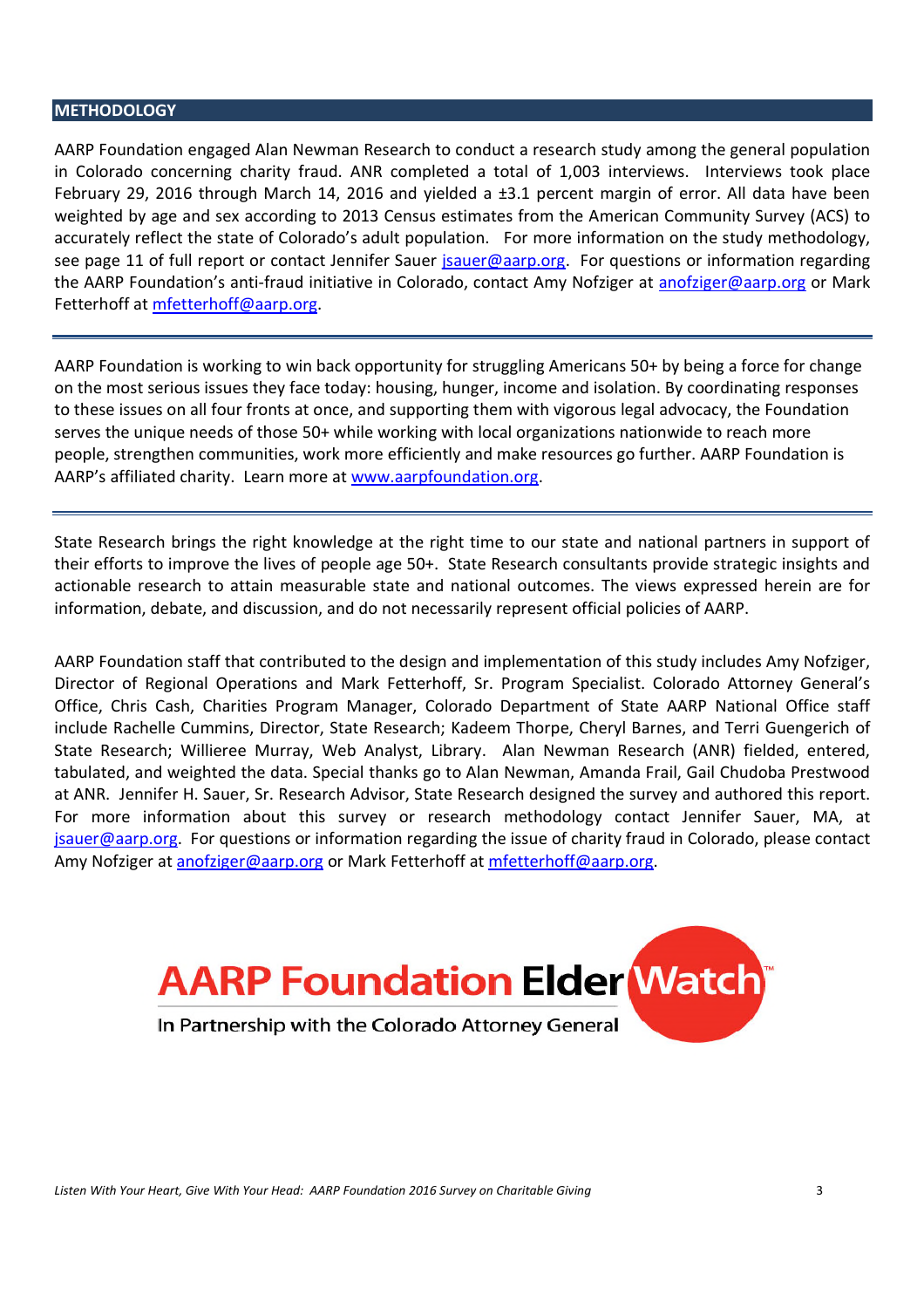## METHODOLOGY

AARP Foundation engaged Alan Newman Research to conduct a research study among the general population in Colorado concerning charity fraud. ANR completed a total of 1,003 interviews. Interviews took place February 29, 2016 through March 14, 2016 and yielded a ±3.1 percent margin of error. All data have been weighted by age and sex according to 2013 Census estimates from the American Community Survey (ACS) to accurately reflect the state of Colorado's adult population. For more information on the study methodology, see page 11 of full report or contact Jennifer Sauer jsauer@aarp.org. For questions or information regarding the AARP Foundation's anti-fraud initiative in Colorado, contact Amy Nofziger at anofziger@aarp.org or Mark Fetterhoff at mfetterhoff@aarp.org.

---

AARP Foundation is working to win back opportunity for struggling Americans 50+ by being a force for change on the most serious issues they face today: housing, hunger, income and isolation. By coordinating responses to these issues on all four fronts at once, and supporting them with vigorous legal advocacy, the Foundation serves the unique needs of those 50+ while working with local organizations nationwide to reach more people, strengthen communities, work more efficiently and make resources go further. AARP Foundation is AARP's affiliated charity. Learn more at www.aarpfoundation.org.

---

State Research brings the right knowledge at the right time to our state and national partners in support of their efforts to improve the lives of people age 50+. State Research consultants provide strategic insights and actionable research to attain measurable state and national outcomes. The views expressed herein are for information, debate, and discussion, and do not necessarily represent official policies of AARP.

AARP Foundation staff that contributed to the design and implementation of this study includes Amy Nofziger, Director of Regional Operations and Mark Fetterhoff, Sr. Program Specialist. Colorado Attorney General's Office, Chris Cash, Charities Program Manager, Colorado Department of State AARP National Office staff include Rachelle Cummins, Director, State Research; Kadeem Thorpe, Cheryl Barnes, and Terri Guengerich of State Research; Willieree Murray, Web Analyst, Library. Alan Newman Research (ANR) fielded, entered, tabulated, and weighted the data. Special thanks go to Alan Newman, Amanda Frail, Gail Chudoba Prestwood at ANR. Jennifer H. Sauer, Sr. Research Advisor, State Research designed the survey and authored this report. For more information about this survey or research methodology contact Jennifer Sauer, MA, at jsauer@aarp.org. For questions or information regarding the issue of charity fraud in Colorado, please contact Amy Nofziger at anofziger@aarp.org or Mark Fetterhoff at mfetterhoff@aarp.org.

**AARP Foundation ElderWatch™**

In Partnership with the Colorado Attorney General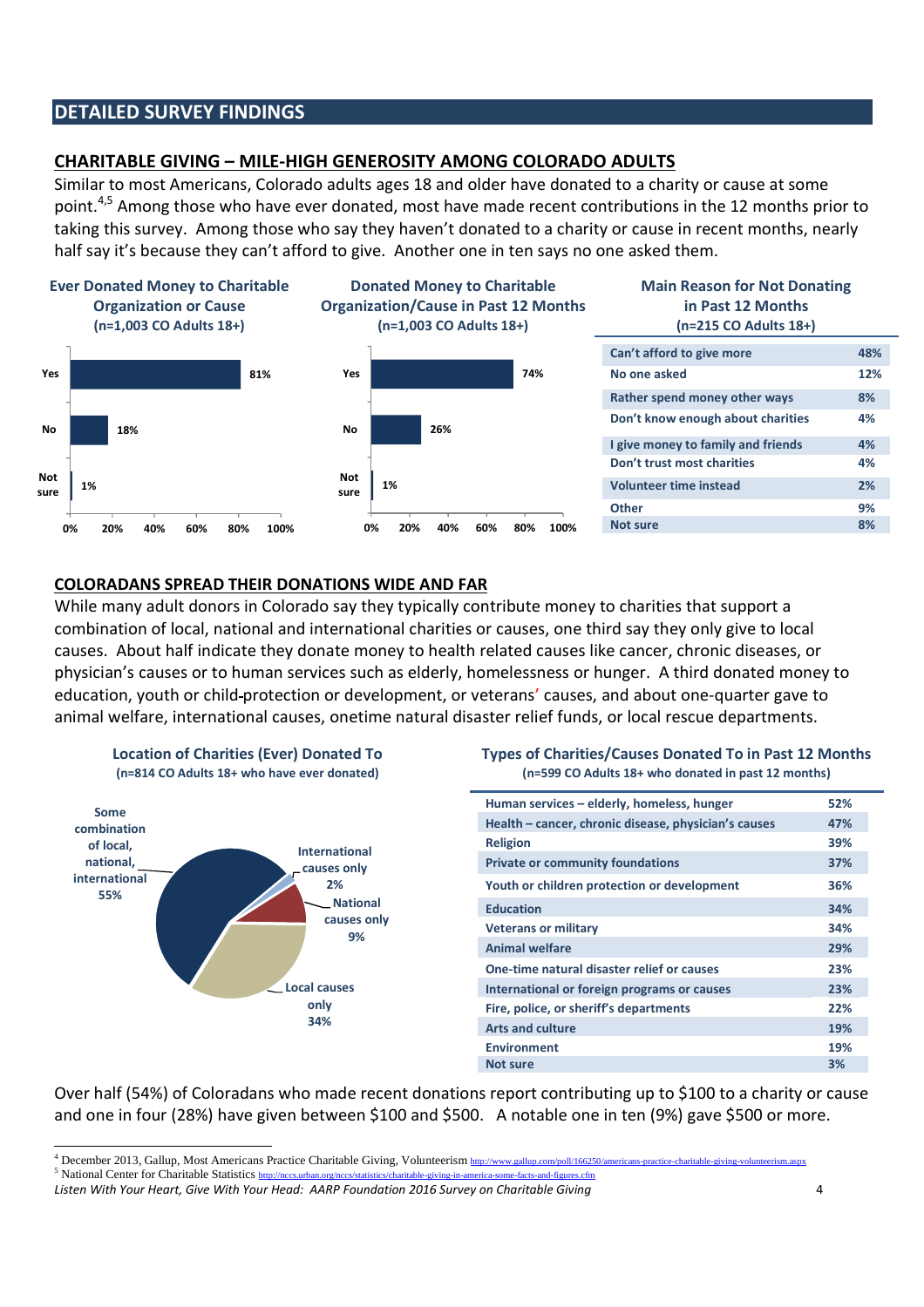## DETAILED SURVEY FINDINGS

### CHARITABLE GIVING – MILE-HIGH GENEROSITY AMONG COLORADO ADULTS

Similar to most Americans, Colorado adults ages 18 and older have donated to a charity or cause at some point.[4,5] Among those who have ever donated, most have made recent contributions in the 12 months prior to taking this survey. Among those who say they haven't donated to a charity or cause in recent months, nearly half say it's because they can't afford to give. Another one in ten says no one asked them.

**Ever Donated Money to Charitable Organization or Cause**
**(n=1,003 CO Adults 18+)**

| Response | % |
|---|---|
| Yes | 81% |
| No | 18% |
| Not sure | 1% |

**Donated Money to Charitable Organization/Cause in Past 12 Months**
**(n=1,003 CO Adults 18+)**

| Response | % |
|---|---|
| Yes | 74% |
| No | 26% |
| Not sure | 1% |

**Main Reason for Not Donating in Past 12 Months**
**(n=215 CO Adults 18+)**

| Reason | % |
|---|---|
| Can't afford to give more | 48% |
| No one asked | 12% |
| Rather spend money other ways | 8% |
| Don't know enough about charities | 4% |
| I give money to family and friends | 4% |
| Don't trust most charities | 4% |
| Volunteer time instead | 2% |
| Other | 9% |
| Not sure | 8% |

### COLORADANS SPREAD THEIR DONATIONS WIDE AND FAR

While many adult donors in Colorado say they typically contribute money to charities that support a combination of local, national and international charities or causes, one third say they only give to local causes. About half indicate they donate money to health related causes like cancer, chronic diseases, or physician's causes or to human services such as elderly, homelessness or hunger. A third donated money to education, youth or child-protection or development, or veterans' causes, and about one-quarter gave to animal welfare, international causes, onetime natural disaster relief funds, or local rescue departments.

**Location of Charities (Ever) Donated To**
**(n=814 CO Adults 18+ who have ever donated)**

| Location | % |
|---|---|
| Some combination of local, national, international | 55% |
| Local causes only | 34% |
| National causes only | 9% |
| International causes only | 2% |

**Types of Charities/Causes Donated To in Past 12 Months**
**(n=599 CO Adults 18+ who donated in past 12 months)**

| Type | % |
|---|---|
| Human services – elderly, homeless, hunger | 52% |
| Health – cancer, chronic disease, physician's causes | 47% |
| Religion | 39% |
| Private or community foundations | 37% |
| Youth or children protection or development | 36% |
| Education | 34% |
| Veterans or military | 34% |
| Animal welfare | 29% |
| One-time natural disaster relief or causes | 23% |
| International or foreign programs or causes | 23% |
| Fire, police, or sheriff's departments | 22% |
| Arts and culture | 19% |
| Environment | 19% |
| Not sure | 3% |

Over half (54%) of Coloradans who made recent donations report contributing up to $100 to a charity or cause and one in four (28%) have given between $100 and $500. A notable one in ten (9%) gave $500 or more.

---

[4] December 2013, Gallup, Most Americans Practice Charitable Giving, Volunteerism http://www.gallup.com/poll/166250/americans-practice-charitable-giving-volunteerism.aspx

[5] National Center for Charitable Statistics http://nccs.urban.org/nccs/statistics/charitable-giving-in-america-some-facts-and-figures.cfm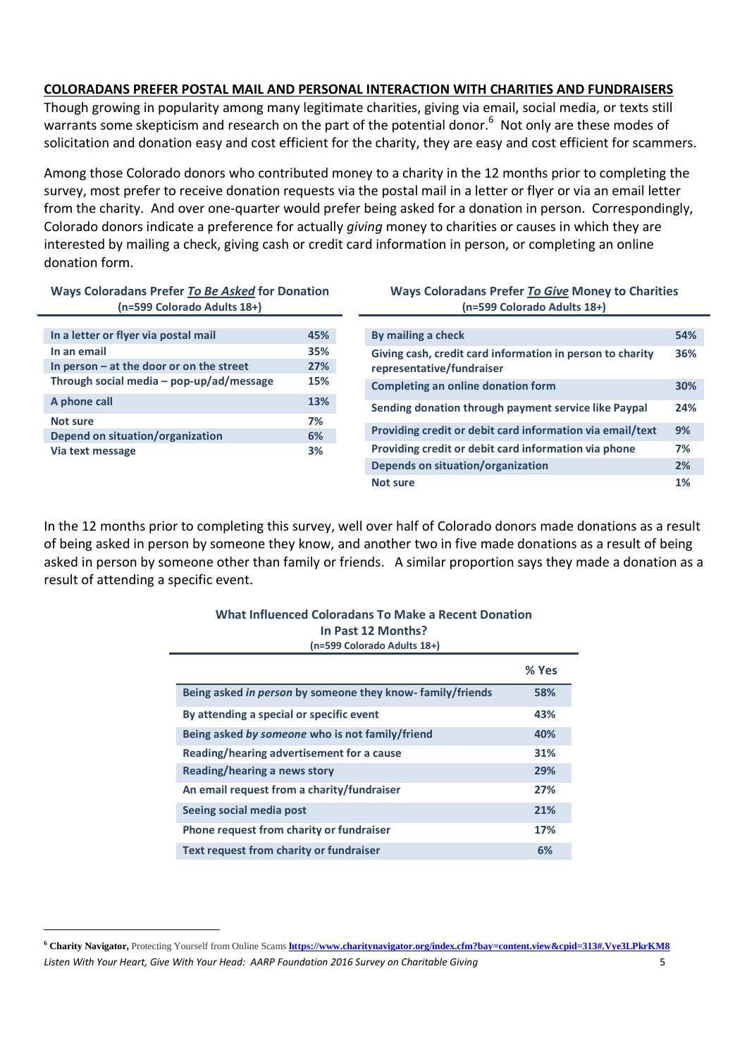## COLORADANS PREFER POSTAL MAIL AND PERSONAL INTERACTION WITH CHARITIES AND FUNDRAISERS

Though growing in popularity among many legitimate charities, giving via email, social media, or texts still warrants some skepticism and research on the part of the potential donor.[6] Not only are these modes of solicitation and donation easy and cost efficient for the charity, they are easy and cost efficient for scammers.

Among those Colorado donors who contributed money to a charity in the 12 months prior to completing the survey, most prefer to receive donation requests via the postal mail in a letter or flyer or via an email letter from the charity. And over one-quarter would prefer being asked for a donation in person. Correspondingly, Colorado donors indicate a preference for actually *giving* money to charities or causes in which they are interested by mailing a check, giving cash or credit card information in person, or completing an online donation form.

**Ways Coloradans Prefer *To Be Asked* for Donation**
**(n=599 Colorado Adults 18+)**

| | |
|---|---|
| In a letter or flyer via postal mail | 45% |
| In an email | 35% |
| In person – at the door or on the street | 27% |
| Through social media – pop-up/ad/message | 15% |
| A phone call | 13% |
| Not sure | 7% |
| Depend on situation/organization | 6% |
| Via text message | 3% |

**Ways Coloradans Prefer *To Give* Money to Charities**
**(n=599 Colorado Adults 18+)**

| | |
|---|---|
| By mailing a check | 54% |
| Giving cash, credit card information in person to charity representative/fundraiser | 36% |
| Completing an online donation form | 30% |
| Sending donation through payment service like Paypal | 24% |
| Providing credit or debit card information via email/text | 9% |
| Providing credit or debit card information via phone | 7% |
| Depends on situation/organization | 2% |
| Not sure | 1% |

In the 12 months prior to completing this survey, well over half of Colorado donors made donations as a result of being asked in person by someone they know, and another two in five made donations as a result of being asked in person by someone other than family or friends. A similar proportion says they made a donation as a result of attending a specific event.

**What Influenced Coloradans To Make a Recent Donation In Past 12 Months?**
**(n=599 Colorado Adults 18+)**

| | % Yes |
|---|---|
| Being asked *in person* by someone they know- family/friends | 58% |
| By attending a special or specific event | 43% |
| Being asked *by someone* who is not family/friend | 40% |
| Reading/hearing advertisement for a cause | 31% |
| Reading/hearing a news story | 29% |
| An email request from a charity/fundraiser | 27% |
| Seeing social media post | 21% |
| Phone request from charity or fundraiser | 17% |
| Text request from charity or fundraiser | 6% |

[6] **Charity Navigator,** Protecting Yourself from Online Scams **https://www.charitynavigator.org/index.cfm?bay=content.view&cpid=313#.Vye3LPkrKM8**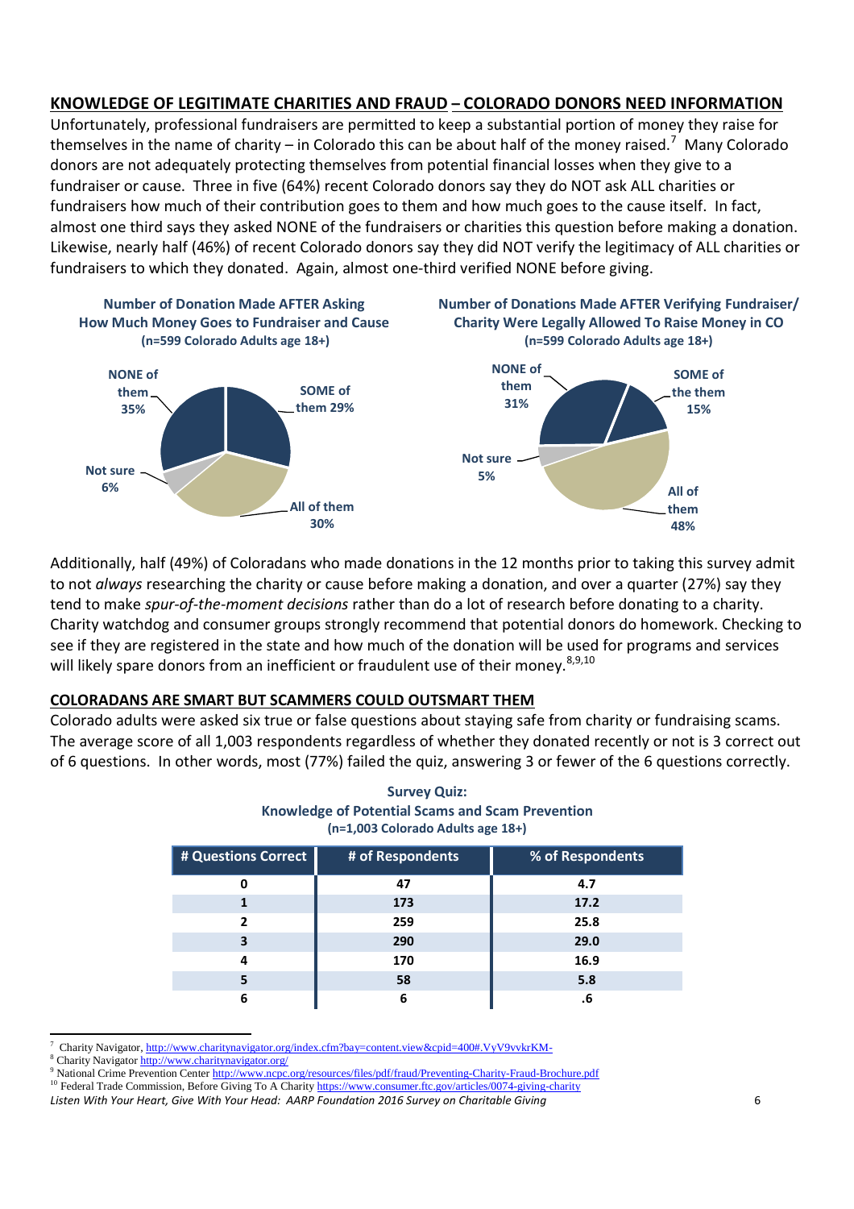## KNOWLEDGE OF LEGITIMATE CHARITIES AND FRAUD – COLORADO DONORS NEED INFORMATION

Unfortunately, professional fundraisers are permitted to keep a substantial portion of money they raise for themselves in the name of charity – in Colorado this can be about half of the money raised.[7] Many Colorado donors are not adequately protecting themselves from potential financial losses when they give to a fundraiser or cause. Three in five (64%) recent Colorado donors say they do NOT ask ALL charities or fundraisers how much of their contribution goes to them and how much goes to the cause itself. In fact, almost one third says they asked NONE of the fundraisers or charities this question before making a donation. Likewise, nearly half (46%) of recent Colorado donors say they did NOT verify the legitimacy of ALL charities or fundraisers to which they donated. Again, almost one-third verified NONE before giving.

**Number of Donation Made AFTER Asking How Much Money Goes to Fundraiser and Cause**
**(n=599 Colorado Adults age 18+)**

- NONE of them 35%
- SOME of them 29%
- All of them 30%
- Not sure 6%

**Number of Donations Made AFTER Verifying Fundraiser/ Charity Were Legally Allowed To Raise Money in CO**
**(n=599 Colorado Adults age 18+)**

- NONE of them 31%
- SOME of the them 15%
- All of them 48%
- Not sure 5%

Additionally, half (49%) of Coloradans who made donations in the 12 months prior to taking this survey admit to not *always* researching the charity or cause before making a donation, and over a quarter (27%) say they tend to make *spur-of-the-moment decisions* rather than do a lot of research before donating to a charity. Charity watchdog and consumer groups strongly recommend that potential donors do homework. Checking to see if they are registered in the state and how much of the donation will be used for programs and services will likely spare donors from an inefficient or fraudulent use of their money.[8,9,10]

## COLORADANS ARE SMART BUT SCAMMERS COULD OUTSMART THEM

Colorado adults were asked six true or false questions about staying safe from charity or fundraising scams. The average score of all 1,003 respondents regardless of whether they donated recently or not is 3 correct out of 6 questions. In other words, most (77%) failed the quiz, answering 3 or fewer of the 6 questions correctly.

**Survey Quiz:**
**Knowledge of Potential Scams and Scam Prevention**
**(n=1,003 Colorado Adults age 18+)**

| # Questions Correct | # of Respondents | % of Respondents |
|---|---|---|
| 0 | 47 | 4.7 |
| 1 | 173 | 17.2 |
| 2 | 259 | 25.8 |
| 3 | 290 | 29.0 |
| 4 | 170 | 16.9 |
| 5 | 58 | 5.8 |
| 6 | 6 | .6 |

[7] Charity Navigator, http://www.charitynavigator.org/index.cfm?bay=content.view&cpid=400#.VyV9vvkrKM-
[8] Charity Navigator http://www.charitynavigator.org/
[9] National Crime Prevention Center http://www.ncpc.org/resources/files/pdf/fraud/Preventing-Charity-Fraud-Brochure.pdf
[10] Federal Trade Commission, Before Giving To A Charity https://www.consumer.ftc.gov/articles/0074-giving-charity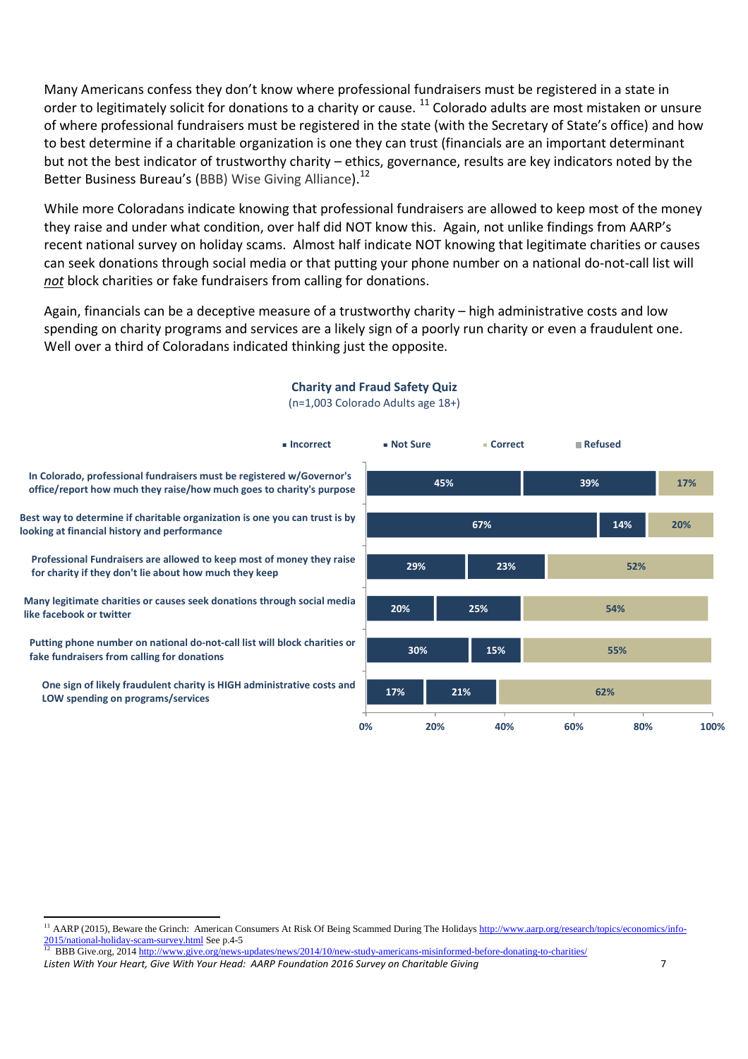Many Americans confess they don't know where professional fundraisers must be registered in a state in order to legitimately solicit for donations to a charity or cause. [11] Colorado adults are most mistaken or unsure of where professional fundraisers must be registered in the state (with the Secretary of State's office) and how to best determine if a charitable organization is one they can trust (financials are an important determinant but not the best indicator of trustworthy charity – ethics, governance, results are key indicators noted by the Better Business Bureau's (BBB) Wise Giving Alliance).[12]

While more Coloradans indicate knowing that professional fundraisers are allowed to keep most of the money they raise and under what condition, over half did NOT know this. Again, not unlike findings from AARP's recent national survey on holiday scams. Almost half indicate NOT knowing that legitimate charities or causes can seek donations through social media or that putting your phone number on a national do-not-call list will *not* block charities or fake fundraisers from calling for donations.

Again, financials can be a deceptive measure of a trustworthy charity – high administrative costs and low spending on charity programs and services are a likely sign of a poorly run charity or even a fraudulent one. Well over a third of Coloradans indicated thinking just the opposite.

**Charity and Fraud Safety Quiz**
(n=1,003 Colorado Adults age 18+)

| Statement | Incorrect | Not Sure | Correct | Refused |
|---|---|---|---|---|
| In Colorado, professional fundraisers must be registered w/Governor's office/report how much they raise/how much goes to charity's purpose | 45% | 39% | 17% | |
| Best way to determine if charitable organization is one you can trust is by looking at financial history and performance | 67% | 14% | 20% | |
| Professional Fundraisers are allowed to keep most of money they raise for charity if they don't lie about how much they keep | 29% | 23% | 52% | |
| Many legitimate charities or causes seek donations through social media like facebook or twitter | 20% | 25% | 54% | |
| Putting phone number on national do-not-call list will block charities or fake fundraisers from calling for donations | 30% | 15% | 55% | |
| One sign of likely fraudulent charity is HIGH administrative costs and LOW spending on programs/services | 17% | 21% | 62% | |

---

[11] AARP (2015), Beware the Grinch: American Consumers At Risk Of Being Scammed During The Holidays http://www.aarp.org/research/topics/economics/info-2015/national-holiday-scam-survey.html See p.4-5

[12] BBB Give.org, 2014 http://www.give.org/news-updates/news/2014/10/new-study-americans-misinformed-before-donating-to-charities/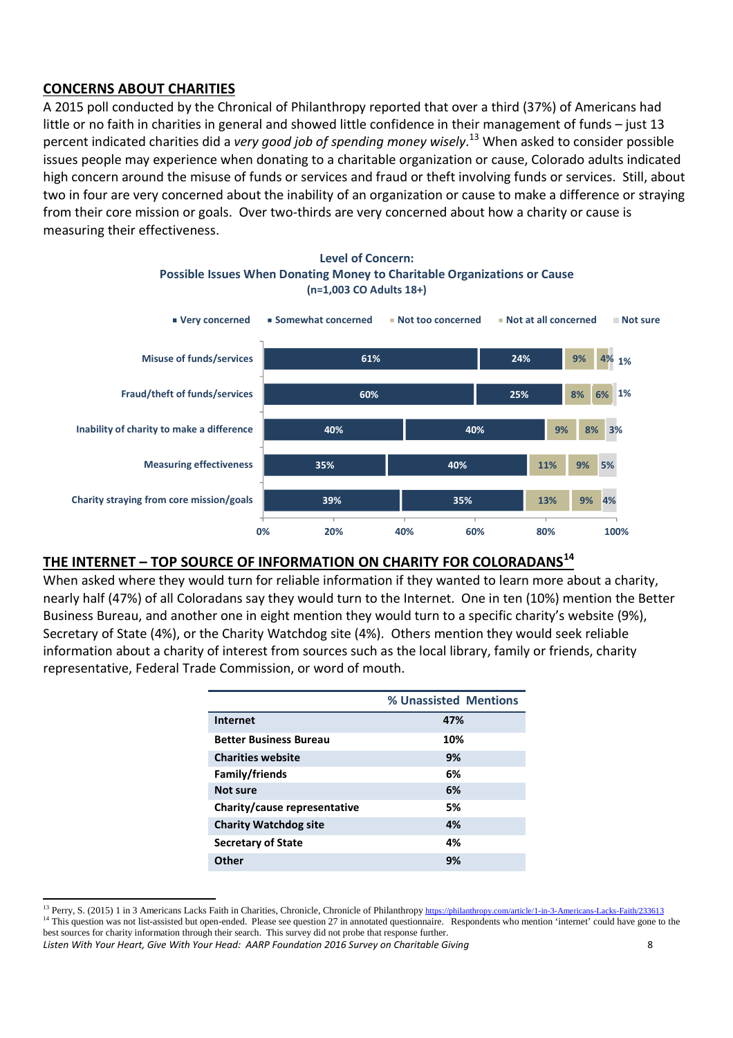## CONCERNS ABOUT CHARITIES

A 2015 poll conducted by the Chronical of Philanthropy reported that over a third (37%) of Americans had little or no faith in charities in general and showed little confidence in their management of funds – just 13 percent indicated charities did a *very good job of spending money wisely*.[13] When asked to consider possible issues people may experience when donating to a charitable organization or cause, Colorado adults indicated high concern around the misuse of funds or services and fraud or theft involving funds or services. Still, about two in four are very concerned about the inability of an organization or cause to make a difference or straying from their core mission or goals. Over two-thirds are very concerned about how a charity or cause is measuring their effectiveness.

**Level of Concern: Possible Issues When Donating Money to Charitable Organizations or Cause**
**(n=1,003 CO Adults 18+)**

| | Very concerned | Somewhat concerned | Not too concerned | Not at all concerned | Not sure |
|---|---|---|---|---|---|
| Misuse of funds/services | 61% | 24% | 9% | 4% | 1% |
| Fraud/theft of funds/services | 60% | 25% | 8% | 6% | 1% |
| Inability of charity to make a difference | 40% | 40% | 9% | 8% | 3% |
| Measuring effectiveness | 35% | 40% | 11% | 9% | 5% |
| Charity straying from core mission/goals | 39% | 35% | 13% | 9% | 4% |

## THE INTERNET – TOP SOURCE OF INFORMATION ON CHARITY FOR COLORADANS[14]

When asked where they would turn for reliable information if they wanted to learn more about a charity, nearly half (47%) of all Coloradans say they would turn to the Internet. One in ten (10%) mention the Better Business Bureau, and another one in eight mention they would turn to a specific charity's website (9%), Secretary of State (4%), or the Charity Watchdog site (4%). Others mention they would seek reliable information about a charity of interest from sources such as the local library, family or friends, charity representative, Federal Trade Commission, or word of mouth.

| | % Unassisted Mentions |
|---|---|
| **Internet** | 47% |
| **Better Business Bureau** | 10% |
| **Charities website** | 9% |
| **Family/friends** | 6% |
| **Not sure** | 6% |
| **Charity/cause representative** | 5% |
| **Charity Watchdog site** | 4% |
| **Secretary of State** | 4% |
| **Other** | 9% |

[13] Perry, S. (2015) 1 in 3 Americans Lacks Faith in Charities, Chronicle, Chronicle of Philanthropy https://philanthropy.com/article/1-in-3-Americans-Lacks-Faith/233613

[14] This question was not list-assisted but open-ended. Please see question 27 in annotated questionnaire. Respondents who mention 'internet' could have gone to the best sources for charity information through their search. This survey did not probe that response further.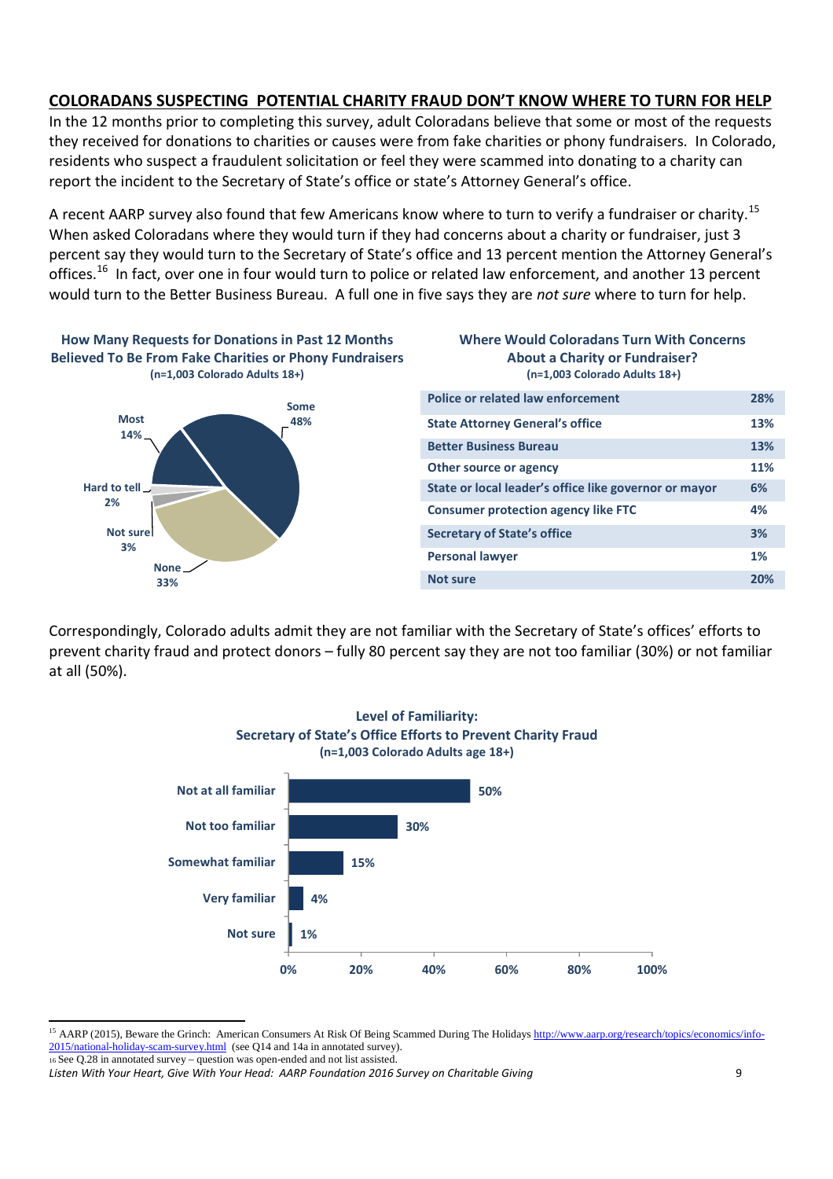## COLORADANS SUSPECTING POTENTIAL CHARITY FRAUD DON'T KNOW WHERE TO TURN FOR HELP

In the 12 months prior to completing this survey, adult Coloradans believe that some or most of the requests they received for donations to charities or causes were from fake charities or phony fundraisers. In Colorado, residents who suspect a fraudulent solicitation or feel they were scammed into donating to a charity can report the incident to the Secretary of State's office or state's Attorney General's office.

A recent AARP survey also found that few Americans know where to turn to verify a fundraiser or charity.[15] When asked Coloradans where they would turn if they had concerns about a charity or fundraiser, just 3 percent say they would turn to the Secretary of State's office and 13 percent mention the Attorney General's offices.[16] In fact, over one in four would turn to police or related law enforcement, and another 13 percent would turn to the Better Business Bureau. A full one in five says they are *not sure* where to turn for help.

**How Many Requests for Donations in Past 12 Months Believed To Be From Fake Charities or Phony Fundraisers**
**(n=1,003 Colorado Adults 18+)**

| Response | Percent |
|---|---|
| Some | 48% |
| None | 33% |
| Most | 14% |
| Not sure | 3% |
| Hard to tell | 2% |

**Where Would Coloradans Turn With Concerns About a Charity or Fundraiser?**
**(n=1,003 Colorado Adults 18+)**

| Source | Percent |
|---|---|
| Police or related law enforcement | 28% |
| State Attorney General's office | 13% |
| Better Business Bureau | 13% |
| Other source or agency | 11% |
| State or local leader's office like governor or mayor | 6% |
| Consumer protection agency like FTC | 4% |
| Secretary of State's office | 3% |
| Personal lawyer | 1% |
| Not sure | 20% |

Correspondingly, Colorado adults admit they are not familiar with the Secretary of State's offices' efforts to prevent charity fraud and protect donors – fully 80 percent say they are not too familiar (30%) or not familiar at all (50%).

**Level of Familiarity: Secretary of State's Office Efforts to Prevent Charity Fraud**
**(n=1,003 Colorado Adults age 18+)**

| Level | Percent |
|---|---|
| Not at all familiar | 50% |
| Not too familiar | 30% |
| Somewhat familiar | 15% |
| Very familiar | 4% |
| Not sure | 1% |

---

[15] AARP (2015), Beware the Grinch: American Consumers At Risk Of Being Scammed During The Holidays http://www.aarp.org/research/topics/economics/info-2015/national-holiday-scam-survey.html (see Q14 and 14a in annotated survey).

[16] See Q.28 in annotated survey – question was open-ended and not list assisted.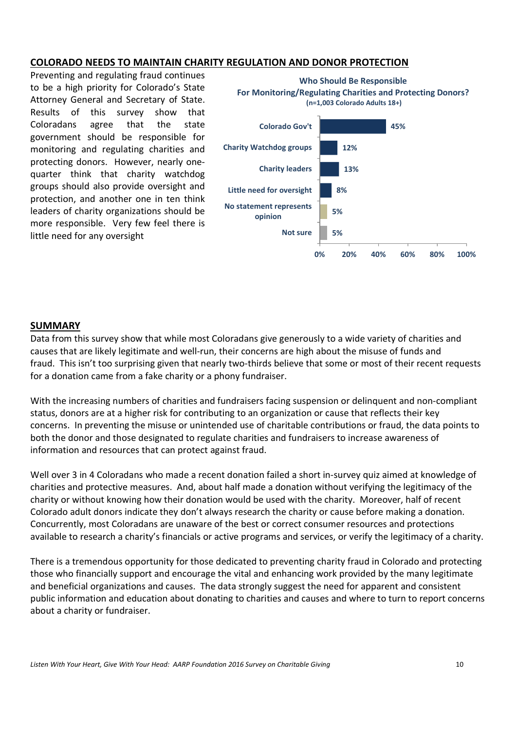## COLORADO NEEDS TO MAINTAIN CHARITY REGULATION AND DONOR PROTECTION

Preventing and regulating fraud continues to be a high priority for Colorado's State Attorney General and Secretary of State. Results of this survey show that Coloradans agree that the state government should be responsible for monitoring and regulating charities and protecting donors. However, nearly one-quarter think that charity watchdog groups should also provide oversight and protection, and another one in ten think leaders of charity organizations should be more responsible. Very few feel there is little need for any oversight

**Who Should Be Responsible For Monitoring/Regulating Charities and Protecting Donors?**
**(n=1,003 Colorado Adults 18+)**

| Response | Percent |
|---|---|
| Colorado Gov't | 45% |
| Charity Watchdog groups | 12% |
| Charity leaders | 13% |
| Little need for oversight | 8% |
| No statement represents opinion | 5% |
| Not sure | 5% |

## SUMMARY

Data from this survey show that while most Coloradans give generously to a wide variety of charities and causes that are likely legitimate and well-run, their concerns are high about the misuse of funds and fraud. This isn't too surprising given that nearly two-thirds believe that some or most of their recent requests for a donation came from a fake charity or a phony fundraiser.

With the increasing numbers of charities and fundraisers facing suspension or delinquent and non-compliant status, donors are at a higher risk for contributing to an organization or cause that reflects their key concerns. In preventing the misuse or unintended use of charitable contributions or fraud, the data points to both the donor and those designated to regulate charities and fundraisers to increase awareness of information and resources that can protect against fraud.

Well over 3 in 4 Coloradans who made a recent donation failed a short in-survey quiz aimed at knowledge of charities and protective measures. And, about half made a donation without verifying the legitimacy of the charity or without knowing how their donation would be used with the charity. Moreover, half of recent Colorado adult donors indicate they don't always research the charity or cause before making a donation. Concurrently, most Coloradans are unaware of the best or correct consumer resources and protections available to research a charity's financials or active programs and services, or verify the legitimacy of a charity.

There is a tremendous opportunity for those dedicated to preventing charity fraud in Colorado and protecting those who financially support and encourage the vital and enhancing work provided by the many legitimate and beneficial organizations and causes. The data strongly suggest the need for apparent and consistent public information and education about donating to charities and causes and where to turn to report concerns about a charity or fundraiser.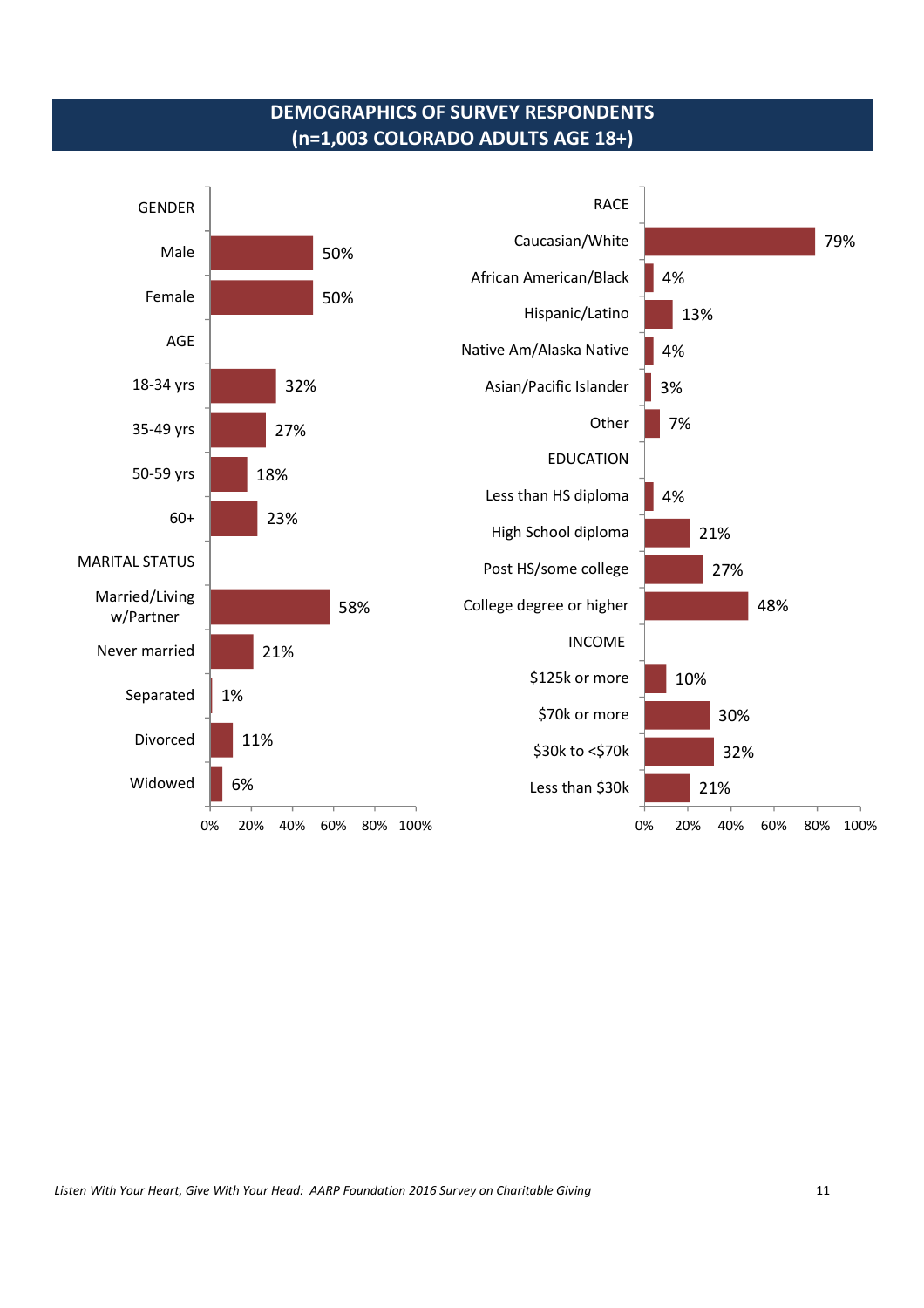## DEMOGRAPHICS OF SURVEY RESPONDENTS
## (n=1,003 COLORADO ADULTS AGE 18+)

| Category | % |
|---|---|
| **GENDER** | |
| Male | 50% |
| Female | 50% |
| **AGE** | |
| 18-34 yrs | 32% |
| 35-49 yrs | 27% |
| 50-59 yrs | 18% |
| 60+ | 23% |
| **MARITAL STATUS** | |
| Married/Living w/Partner | 58% |
| Never married | 21% |
| Separated | 1% |
| Divorced | 11% |
| Widowed | 6% |

| Category | % |
|---|---|
| **RACE** | |
| Caucasian/White | 79% |
| African American/Black | 4% |
| Hispanic/Latino | 13% |
| Native Am/Alaska Native | 4% |
| Asian/Pacific Islander | 3% |
| Other | 7% |
| **EDUCATION** | |
| Less than HS diploma | 4% |
| High School diploma | 21% |
| Post HS/some college | 27% |
| College degree or higher | 48% |
| **INCOME** | |
| $125k or more | 10% |
| $70k or more | 30% |
| $30k to <$70k | 32% |
| Less than $30k | 21% |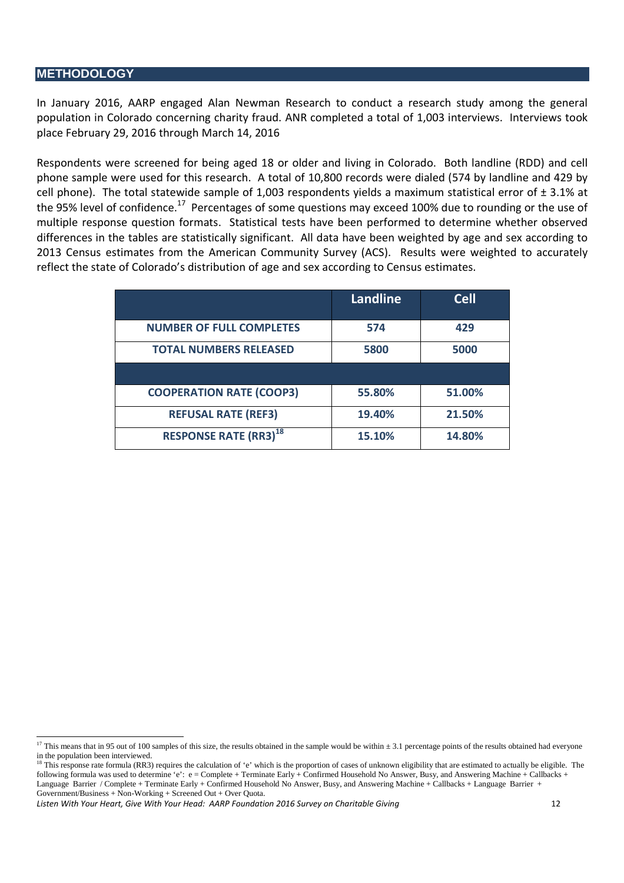## METHODOLOGY

In January 2016, AARP engaged Alan Newman Research to conduct a research study among the general population in Colorado concerning charity fraud. ANR completed a total of 1,003 interviews. Interviews took place February 29, 2016 through March 14, 2016

Respondents were screened for being aged 18 or older and living in Colorado. Both landline (RDD) and cell phone sample were used for this research. A total of 10,800 records were dialed (574 by landline and 429 by cell phone). The total statewide sample of 1,003 respondents yields a maximum statistical error of ± 3.1% at the 95% level of confidence.[17] Percentages of some questions may exceed 100% due to rounding or the use of multiple response question formats. Statistical tests have been performed to determine whether observed differences in the tables are statistically significant. All data have been weighted by age and sex according to 2013 Census estimates from the American Community Survey (ACS). Results were weighted to accurately reflect the state of Colorado's distribution of age and sex according to Census estimates.

| | Landline | Cell |
|---|---|---|
| NUMBER OF FULL COMPLETES | 574 | 429 |
| TOTAL NUMBERS RELEASED | 5800 | 5000 |
| | | |
| COOPERATION RATE (COOP3) | 55.80% | 51.00% |
| REFUSAL RATE (REF3) | 19.40% | 21.50% |
| RESPONSE RATE (RR3)[18] | 15.10% | 14.80% |

[17] This means that in 95 out of 100 samples of this size, the results obtained in the sample would be within ± 3.1 percentage points of the results obtained had everyone in the population been interviewed.

[18] This response rate formula (RR3) requires the calculation of 'e' which is the proportion of cases of unknown eligibility that are estimated to actually be eligible. The following formula was used to determine 'e': e = Complete + Terminate Early + Confirmed Household No Answer, Busy, and Answering Machine + Callbacks + Language Barrier / Complete + Terminate Early + Confirmed Household No Answer, Busy, and Answering Machine + Callbacks + Language Barrier + Government/Business + Non-Working + Screened Out + Over Quota.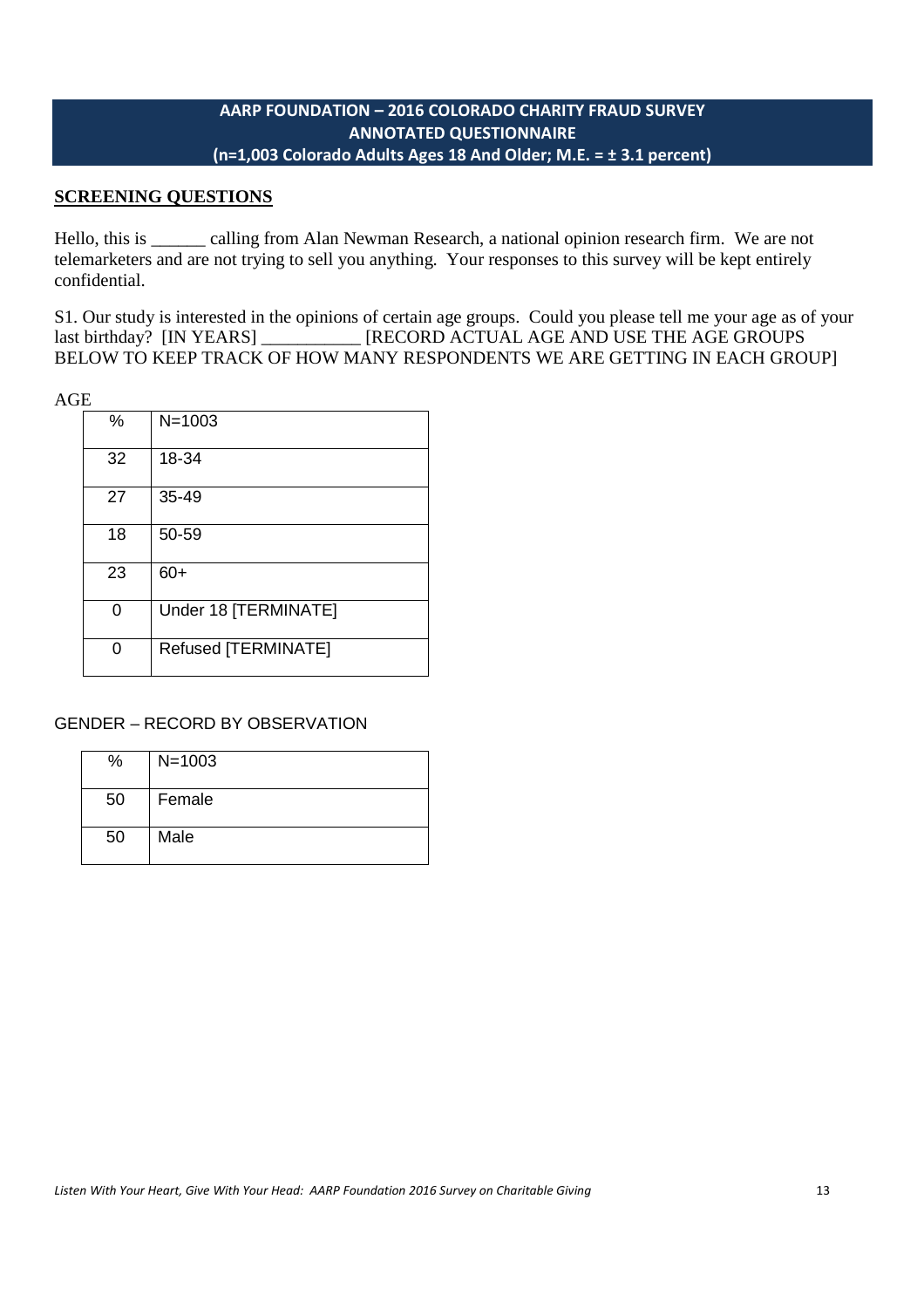**AARP FOUNDATION – 2016 COLORADO CHARITY FRAUD SURVEY**
**ANNOTATED QUESTIONNAIRE**
**(n=1,003 Colorado Adults Ages 18 And Older; M.E. = ± 3.1 percent)**

## SCREENING QUESTIONS

Hello, this is ______ calling from Alan Newman Research, a national opinion research firm. We are not telemarketers and are not trying to sell you anything. Your responses to this survey will be kept entirely confidential.

S1. Our study is interested in the opinions of certain age groups. Could you please tell me your age as of your last birthday? [IN YEARS] ___________ [RECORD ACTUAL AGE AND USE THE AGE GROUPS BELOW TO KEEP TRACK OF HOW MANY RESPONDENTS WE ARE GETTING IN EACH GROUP]

AGE

| % | N=1003 |
|---|---|
| 32 | 18-34 |
| 27 | 35-49 |
| 18 | 50-59 |
| 23 | 60+ |
| 0 | Under 18 [TERMINATE] |
| 0 | Refused [TERMINATE] |

GENDER – RECORD BY OBSERVATION

| % | N=1003 |
|---|---|
| 50 | Female |
| 50 | Male |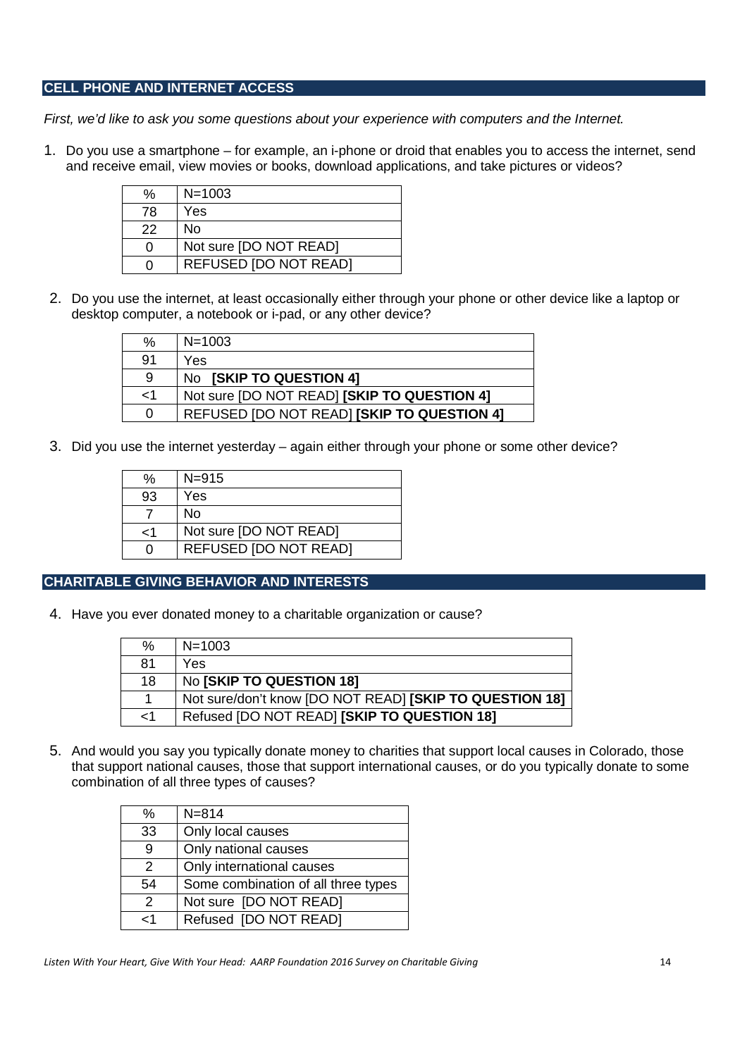## CELL PHONE AND INTERNET ACCESS

*First, we'd like to ask you some questions about your experience with computers and the Internet.*

1. Do you use a smartphone – for example, an i-phone or droid that enables you to access the internet, send and receive email, view movies or books, download applications, and take pictures or videos?

| % | N=1003 |
|---|---|
| 78 | Yes |
| 22 | No |
| 0 | Not sure [DO NOT READ] |
| 0 | REFUSED [DO NOT READ] |

2. Do you use the internet, at least occasionally either through your phone or other device like a laptop or desktop computer, a notebook or i-pad, or any other device?

| % | N=1003 |
|---|---|
| 91 | Yes |
| 9 | No **[SKIP TO QUESTION 4]** |
| <1 | Not sure [DO NOT READ] **[SKIP TO QUESTION 4]** |
| 0 | REFUSED [DO NOT READ] **[SKIP TO QUESTION 4]** |

3. Did you use the internet yesterday – again either through your phone or some other device?

| % | N=915 |
|---|---|
| 93 | Yes |
| 7 | No |
| <1 | Not sure [DO NOT READ] |
| 0 | REFUSED [DO NOT READ] |

## CHARITABLE GIVING BEHAVIOR AND INTERESTS

4. Have you ever donated money to a charitable organization or cause?

| % | N=1003 |
|---|---|
| 81 | Yes |
| 18 | No **[SKIP TO QUESTION 18]** |
| 1 | Not sure/don't know [DO NOT READ] **[SKIP TO QUESTION 18]** |
| <1 | Refused [DO NOT READ] **[SKIP TO QUESTION 18]** |

5. And would you say you typically donate money to charities that support local causes in Colorado, those that support national causes, those that support international causes, or do you typically donate to some combination of all three types of causes?

| % | N=814 |
|---|---|
| 33 | Only local causes |
| 9 | Only national causes |
| 2 | Only international causes |
| 54 | Some combination of all three types |
| 2 | Not sure [DO NOT READ] |
| <1 | Refused [DO NOT READ] |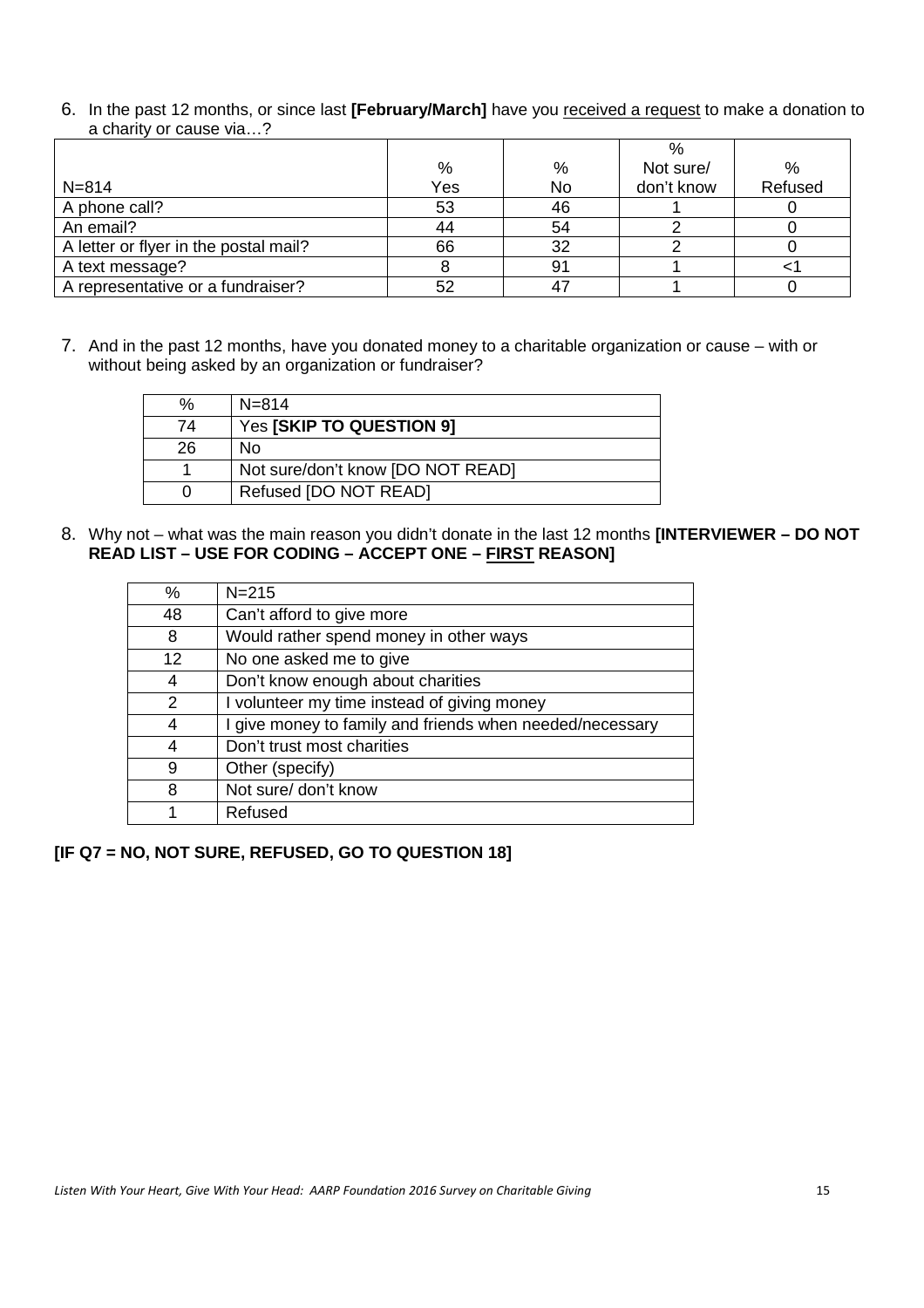6. In the past 12 months, or since last **[February/March]** have you received a request to make a donation to a charity or cause via…?

| N=814 | % Yes | % No | % Not sure/ don't know | % Refused |
|---|---|---|---|---|
| A phone call? | 53 | 46 | 1 | 0 |
| An email? | 44 | 54 | 2 | 0 |
| A letter or flyer in the postal mail? | 66 | 32 | 2 | 0 |
| A text message? | 8 | 91 | 1 | <1 |
| A representative or a fundraiser? | 52 | 47 | 1 | 0 |

7. And in the past 12 months, have you donated money to a charitable organization or cause – with or without being asked by an organization or fundraiser?

| % | N=814 |
|---|---|
| 74 | Yes **[SKIP TO QUESTION 9]** |
| 26 | No |
| 1 | Not sure/don't know [DO NOT READ] |
| 0 | Refused [DO NOT READ] |

8. Why not – what was the main reason you didn't donate in the last 12 months **[INTERVIEWER – DO NOT READ LIST – USE FOR CODING – ACCEPT ONE – FIRST REASON]**

| % | N=215 |
|---|---|
| 48 | Can't afford to give more |
| 8 | Would rather spend money in other ways |
| 12 | No one asked me to give |
| 4 | Don't know enough about charities |
| 2 | I volunteer my time instead of giving money |
| 4 | I give money to family and friends when needed/necessary |
| 4 | Don't trust most charities |
| 9 | Other (specify) |
| 8 | Not sure/ don't know |
| 1 | Refused |

**[IF Q7 = NO, NOT SURE, REFUSED, GO TO QUESTION 18]**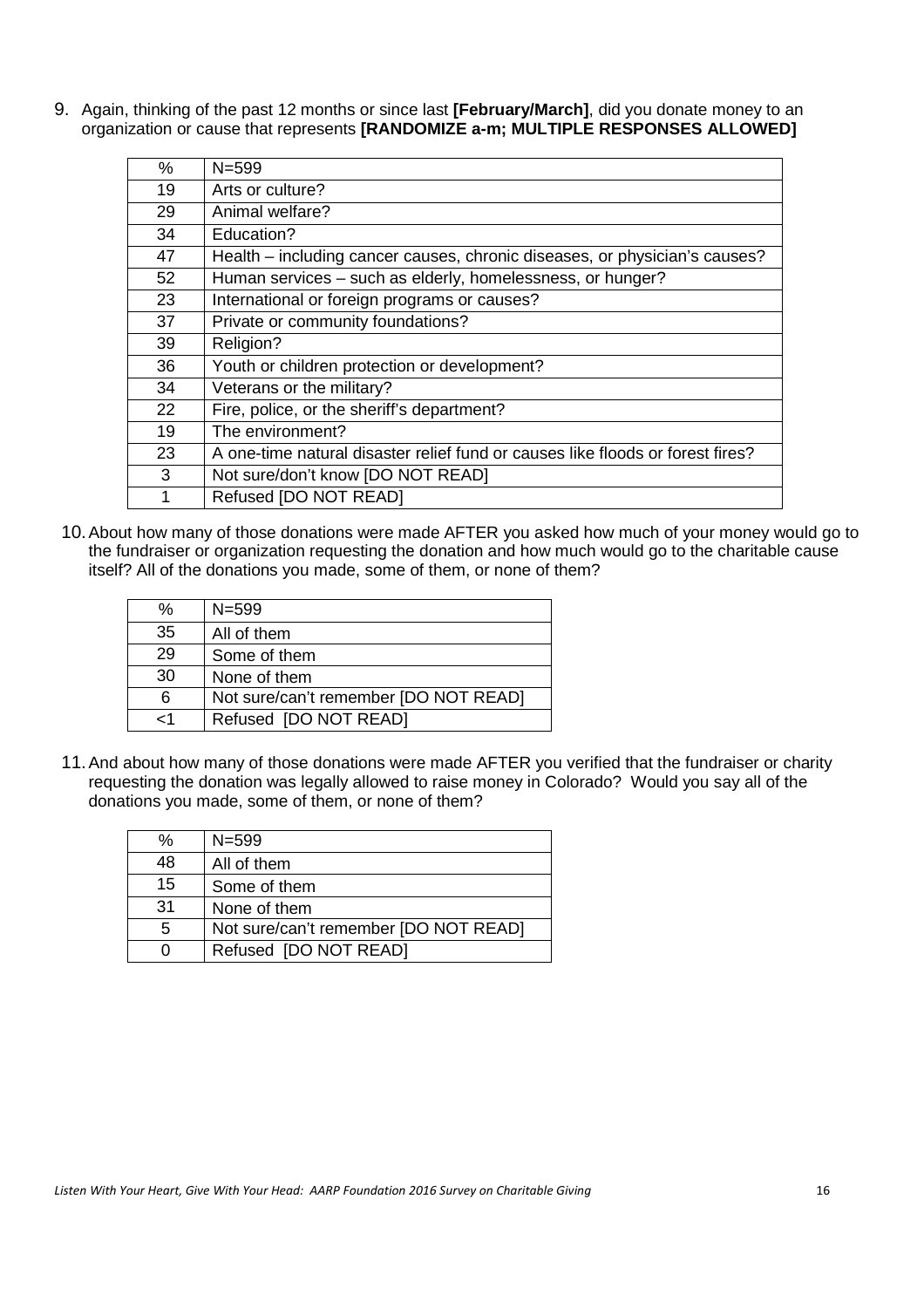9. Again, thinking of the past 12 months or since last **[February/March]**, did you donate money to an organization or cause that represents **[RANDOMIZE a-m; MULTIPLE RESPONSES ALLOWED]**

| % | N=599 |
|---|---|
| 19 | Arts or culture? |
| 29 | Animal welfare? |
| 34 | Education? |
| 47 | Health – including cancer causes, chronic diseases, or physician's causes? |
| 52 | Human services – such as elderly, homelessness, or hunger? |
| 23 | International or foreign programs or causes? |
| 37 | Private or community foundations? |
| 39 | Religion? |
| 36 | Youth or children protection or development? |
| 34 | Veterans or the military? |
| 22 | Fire, police, or the sheriff's department? |
| 19 | The environment? |
| 23 | A one-time natural disaster relief fund or causes like floods or forest fires? |
| 3 | Not sure/don't know [DO NOT READ] |
| 1 | Refused [DO NOT READ] |

10. About how many of those donations were made AFTER you asked how much of your money would go to the fundraiser or organization requesting the donation and how much would go to the charitable cause itself? All of the donations you made, some of them, or none of them?

| % | N=599 |
|---|---|
| 35 | All of them |
| 29 | Some of them |
| 30 | None of them |
| 6 | Not sure/can't remember [DO NOT READ] |
| <1 | Refused [DO NOT READ] |

11. And about how many of those donations were made AFTER you verified that the fundraiser or charity requesting the donation was legally allowed to raise money in Colorado? Would you say all of the donations you made, some of them, or none of them?

| % | N=599 |
|---|---|
| 48 | All of them |
| 15 | Some of them |
| 31 | None of them |
| 5 | Not sure/can't remember [DO NOT READ] |
| 0 | Refused [DO NOT READ] |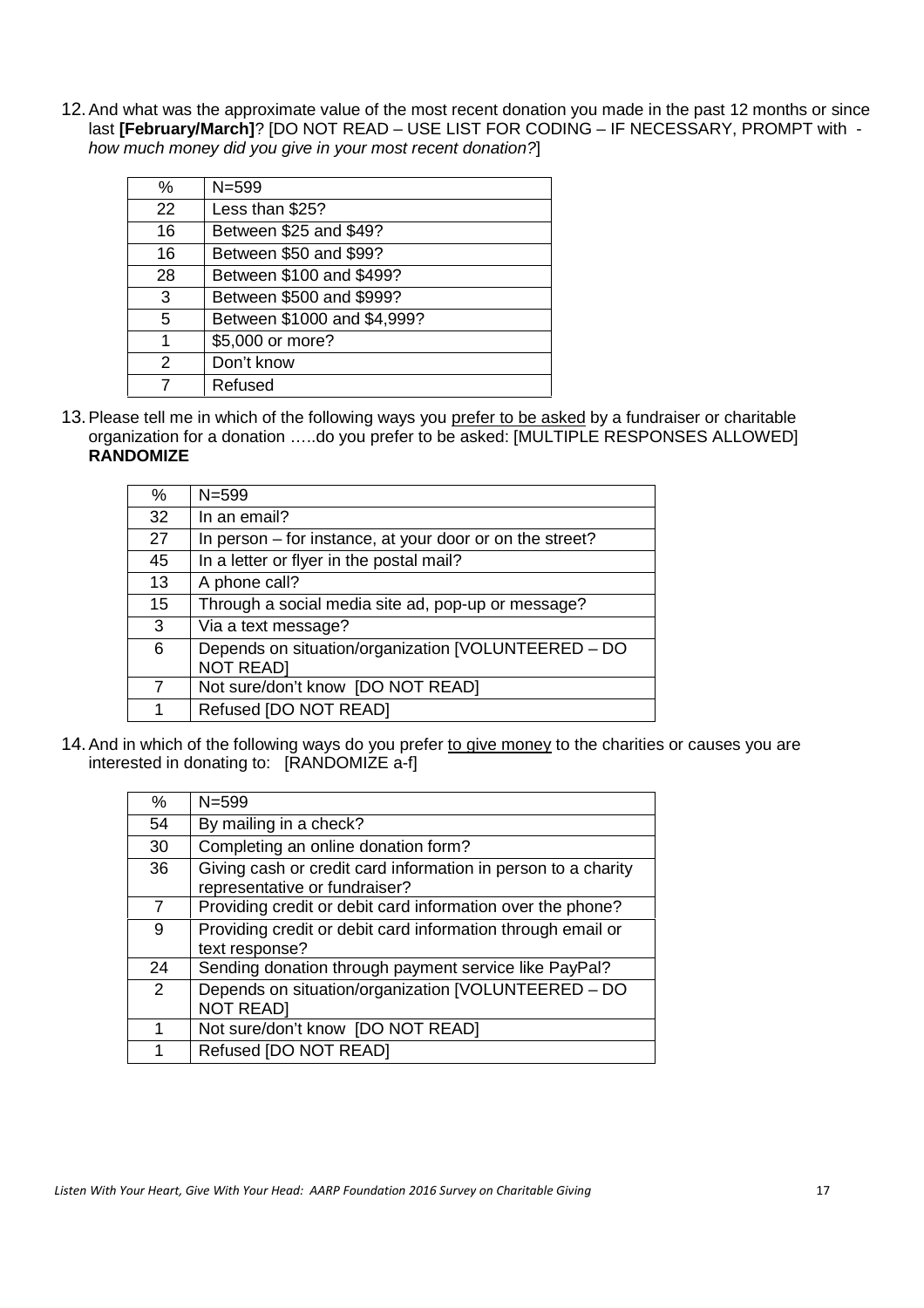12. And what was the approximate value of the most recent donation you made in the past 12 months or since last **[February/March]**? [DO NOT READ – USE LIST FOR CODING – IF NECESSARY, PROMPT with - *how much money did you give in your most recent donation?*]

| % | N=599 |
|---|---|
| 22 | Less than $25? |
| 16 | Between $25 and $49? |
| 16 | Between $50 and $99? |
| 28 | Between $100 and $499? |
| 3 | Between $500 and $999? |
| 5 | Between $1000 and $4,999? |
| 1 | $5,000 or more? |
| 2 | Don't know |
| 7 | Refused |

13. Please tell me in which of the following ways you prefer to be asked by a fundraiser or charitable organization for a donation .....do you prefer to be asked: [MULTIPLE RESPONSES ALLOWED] **RANDOMIZE**

| % | N=599 |
|---|---|
| 32 | In an email? |
| 27 | In person – for instance, at your door or on the street? |
| 45 | In a letter or flyer in the postal mail? |
| 13 | A phone call? |
| 15 | Through a social media site ad, pop-up or message? |
| 3 | Via a text message? |
| 6 | Depends on situation/organization [VOLUNTEERED – DO NOT READ] |
| 7 | Not sure/don't know [DO NOT READ] |
| 1 | Refused [DO NOT READ] |

14. And in which of the following ways do you prefer to give money to the charities or causes you are interested in donating to: [RANDOMIZE a-f]

| % | N=599 |
|---|---|
| 54 | By mailing in a check? |
| 30 | Completing an online donation form? |
| 36 | Giving cash or credit card information in person to a charity representative or fundraiser? |
| 7 | Providing credit or debit card information over the phone? |
| 9 | Providing credit or debit card information through email or text response? |
| 24 | Sending donation through payment service like PayPal? |
| 2 | Depends on situation/organization [VOLUNTEERED – DO NOT READ] |
| 1 | Not sure/don't know [DO NOT READ] |
| 1 | Refused [DO NOT READ] |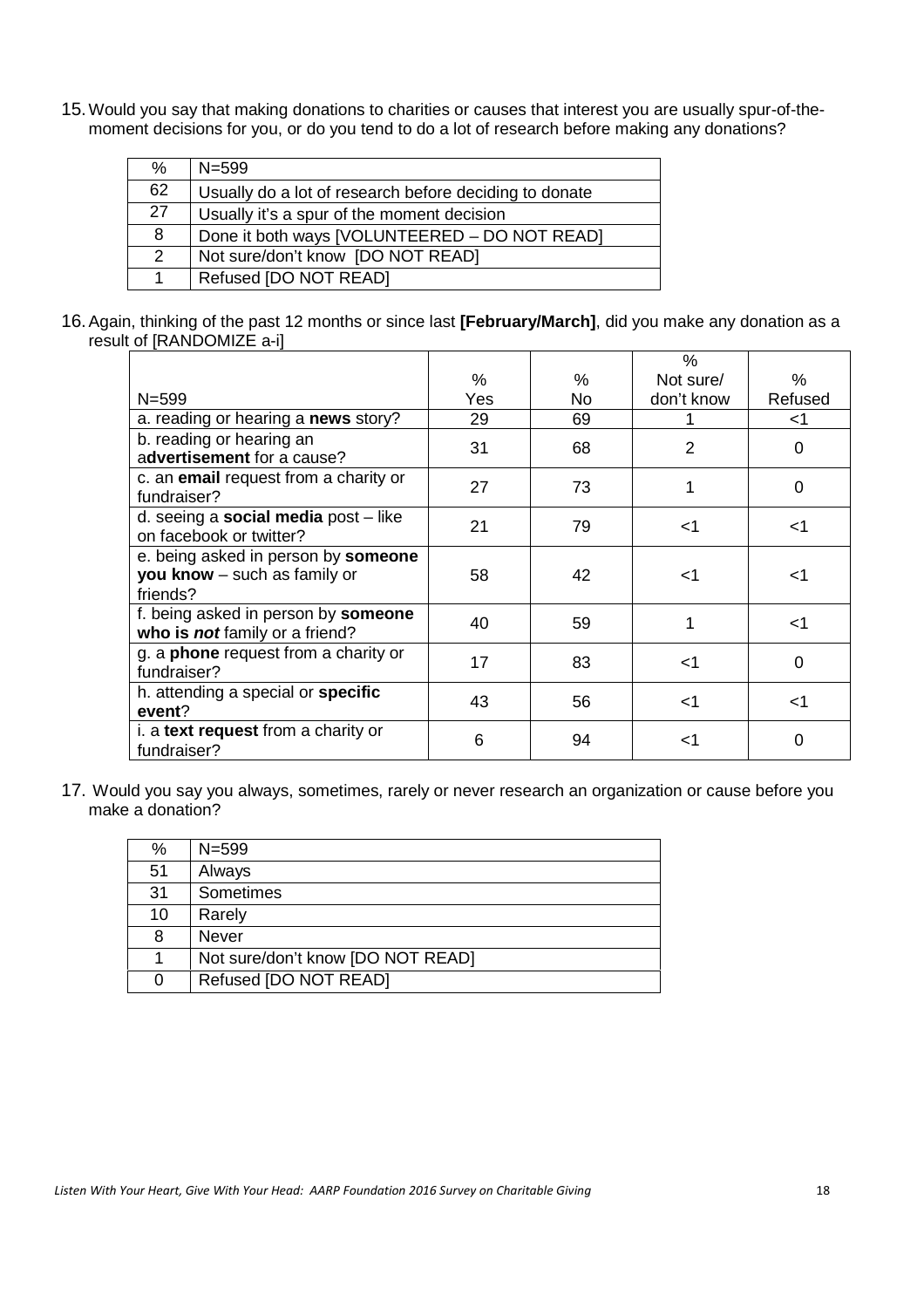15. Would you say that making donations to charities or causes that interest you are usually spur-of-the-moment decisions for you, or do you tend to do a lot of research before making any donations?

| % | N=599 |
|---|---|
| 62 | Usually do a lot of research before deciding to donate |
| 27 | Usually it's a spur of the moment decision |
| 8 | Done it both ways [VOLUNTEERED – DO NOT READ] |
| 2 | Not sure/don't know [DO NOT READ] |
| 1 | Refused [DO NOT READ] |

16. Again, thinking of the past 12 months or since last **[February/March]**, did you make any donation as a result of [RANDOMIZE a-i]

| N=599 | % Yes | % No | % Not sure/ don't know | % Refused |
|---|---|---|---|---|
| a. reading or hearing a **news** story? | 29 | 69 | 1 | <1 |
| b. reading or hearing an a**dvertisement** for a cause? | 31 | 68 | 2 | 0 |
| c. an **email** request from a charity or fundraiser? | 27 | 73 | 1 | 0 |
| d. seeing a **social media** post – like on facebook or twitter? | 21 | 79 | <1 | <1 |
| e. being asked in person by **someone you know** – such as family or friends? | 58 | 42 | <1 | <1 |
| f. being asked in person by **someone who is *not*** family or a friend? | 40 | 59 | 1 | <1 |
| g. a **phone** request from a charity or fundraiser? | 17 | 83 | <1 | 0 |
| h. attending a special or **specific event**? | 43 | 56 | <1 | <1 |
| i. a **text request** from a charity or fundraiser? | 6 | 94 | <1 | 0 |

17. Would you say you always, sometimes, rarely or never research an organization or cause before you make a donation?

| % | N=599 |
|---|---|
| 51 | Always |
| 31 | Sometimes |
| 10 | Rarely |
| 8 | Never |
| 1 | Not sure/don't know [DO NOT READ] |
| 0 | Refused [DO NOT READ] |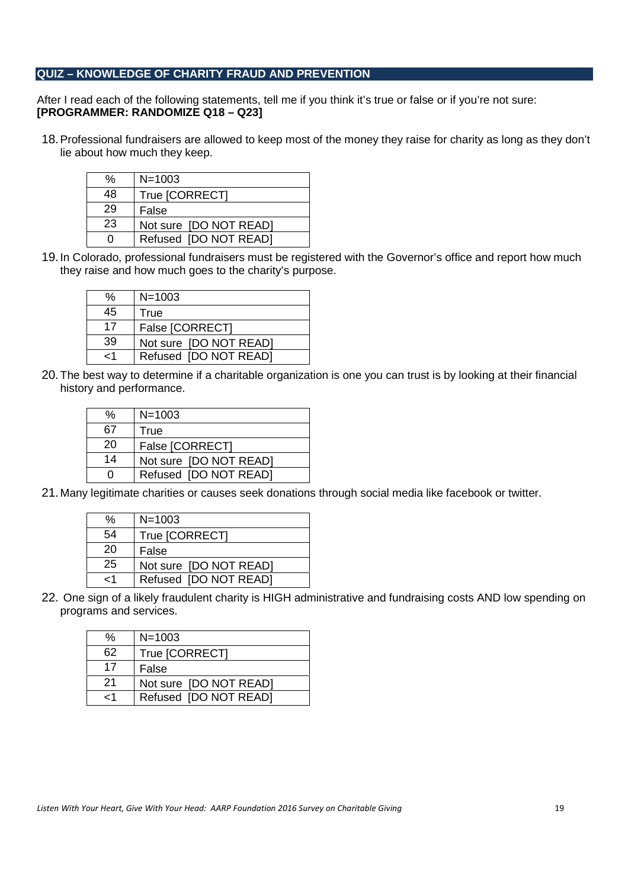## QUIZ – KNOWLEDGE OF CHARITY FRAUD AND PREVENTION

After I read each of the following statements, tell me if you think it's true or false or if you're not sure:
**[PROGRAMMER: RANDOMIZE Q18 – Q23]**

18. Professional fundraisers are allowed to keep most of the money they raise for charity as long as they don't lie about how much they keep.

| % | N=1003 |
|---|---|
| 48 | True [CORRECT] |
| 29 | False |
| 23 | Not sure [DO NOT READ] |
| 0 | Refused [DO NOT READ] |

19. In Colorado, professional fundraisers must be registered with the Governor's office and report how much they raise and how much goes to the charity's purpose.

| % | N=1003 |
|---|---|
| 45 | True |
| 17 | False [CORRECT] |
| 39 | Not sure [DO NOT READ] |
| <1 | Refused [DO NOT READ] |

20. The best way to determine if a charitable organization is one you can trust is by looking at their financial history and performance.

| % | N=1003 |
|---|---|
| 67 | True |
| 20 | False [CORRECT] |
| 14 | Not sure [DO NOT READ] |
| 0 | Refused [DO NOT READ] |

21. Many legitimate charities or causes seek donations through social media like facebook or twitter.

| % | N=1003 |
|---|---|
| 54 | True [CORRECT] |
| 20 | False |
| 25 | Not sure [DO NOT READ] |
| <1 | Refused [DO NOT READ] |

22. One sign of a likely fraudulent charity is HIGH administrative and fundraising costs AND low spending on programs and services.

| % | N=1003 |
|---|---|
| 62 | True [CORRECT] |
| 17 | False |
| 21 | Not sure [DO NOT READ] |
| <1 | Refused [DO NOT READ] |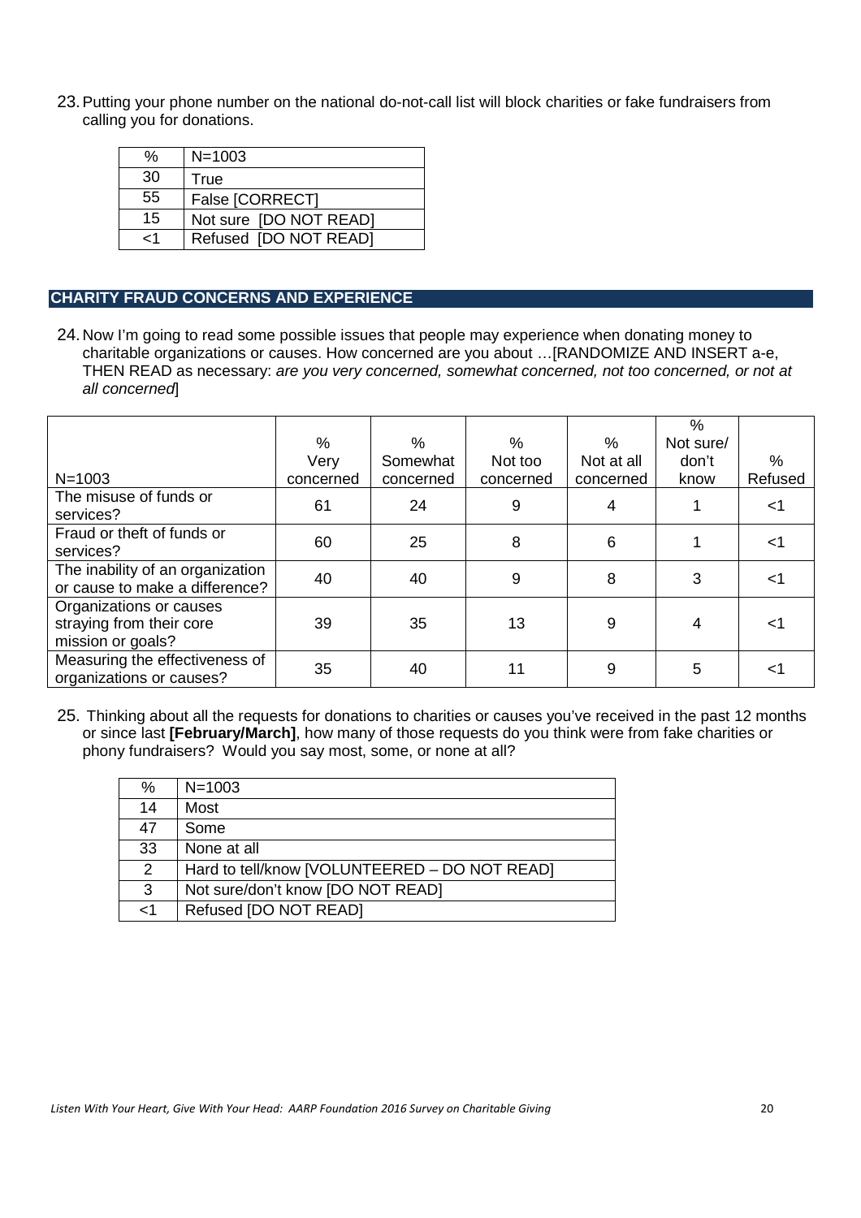23. Putting your phone number on the national do-not-call list will block charities or fake fundraisers from calling you for donations.

| % | N=1003 |
|---|---|
| 30 | True |
| 55 | False [CORRECT] |
| 15 | Not sure [DO NOT READ] |
| <1 | Refused [DO NOT READ] |

## CHARITY FRAUD CONCERNS AND EXPERIENCE

24. Now I'm going to read some possible issues that people may experience when donating money to charitable organizations or causes. How concerned are you about …[RANDOMIZE AND INSERT a-e, THEN READ as necessary: *are you very concerned, somewhat concerned, not too concerned, or not at all concerned*]

| N=1003 | % Very concerned | % Somewhat concerned | % Not too concerned | % Not at all concerned | % Not sure/ don't know | % Refused |
|---|---|---|---|---|---|---|
| The misuse of funds or services? | 61 | 24 | 9 | 4 | 1 | <1 |
| Fraud or theft of funds or services? | 60 | 25 | 8 | 6 | 1 | <1 |
| The inability of an organization or cause to make a difference? | 40 | 40 | 9 | 8 | 3 | <1 |
| Organizations or causes straying from their core mission or goals? | 39 | 35 | 13 | 9 | 4 | <1 |
| Measuring the effectiveness of organizations or causes? | 35 | 40 | 11 | 9 | 5 | <1 |

25. Thinking about all the requests for donations to charities or causes you've received in the past 12 months or since last **[February/March]**, how many of those requests do you think were from fake charities or phony fundraisers? Would you say most, some, or none at all?

| % | N=1003 |
|---|---|
| 14 | Most |
| 47 | Some |
| 33 | None at all |
| 2 | Hard to tell/know [VOLUNTEERED – DO NOT READ] |
| 3 | Not sure/don't know [DO NOT READ] |
| <1 | Refused [DO NOT READ] |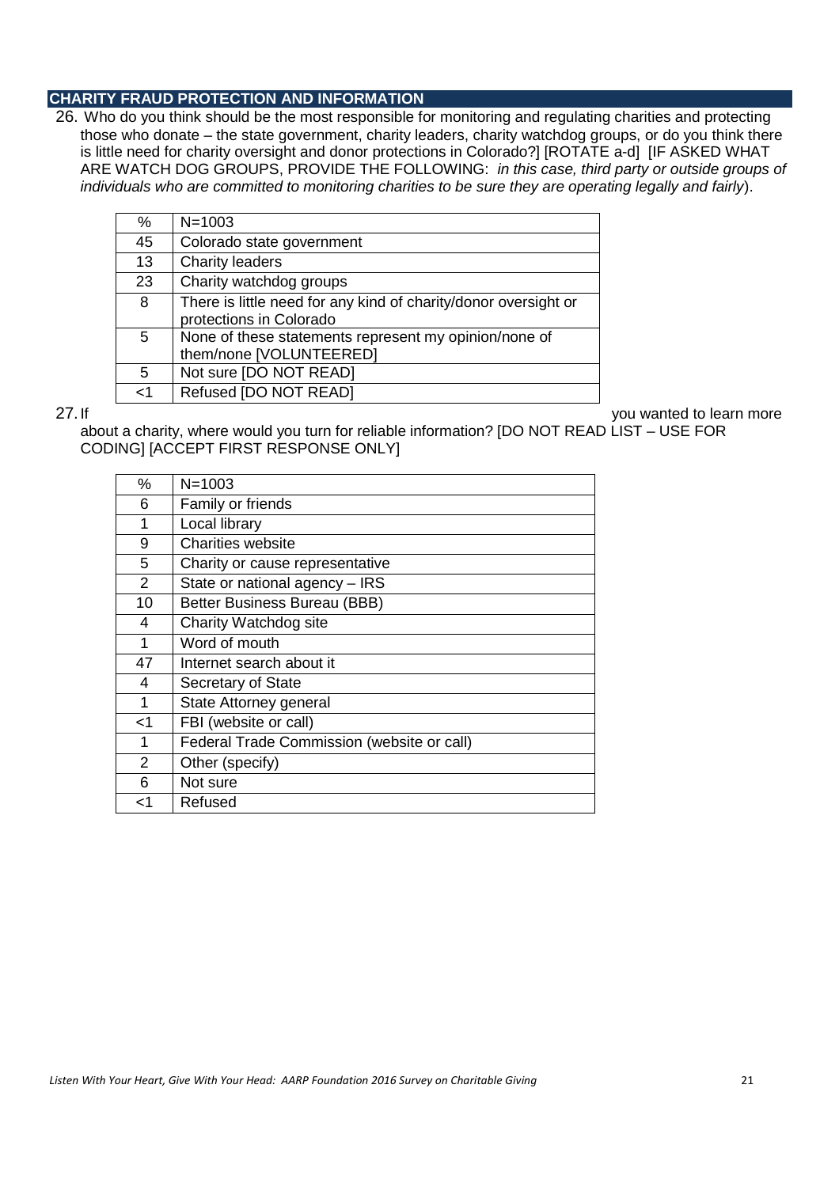## CHARITY FRAUD PROTECTION AND INFORMATION

26. Who do you think should be the most responsible for monitoring and regulating charities and protecting those who donate – the state government, charity leaders, charity watchdog groups, or do you think there is little need for charity oversight and donor protections in Colorado?] [ROTATE a-d] [IF ASKED WHAT ARE WATCH DOG GROUPS, PROVIDE THE FOLLOWING: *in this case, third party or outside groups of individuals who are committed to monitoring charities to be sure they are operating legally and fairly*).

| % | N=1003 |
|---|---|
| 45 | Colorado state government |
| 13 | Charity leaders |
| 23 | Charity watchdog groups |
| 8 | There is little need for any kind of charity/donor oversight or protections in Colorado |
| 5 | None of these statements represent my opinion/none of them/none [VOLUNTEERED] |
| 5 | Not sure [DO NOT READ] |
| <1 | Refused [DO NOT READ] |

27. If you wanted to learn more about a charity, where would you turn for reliable information? [DO NOT READ LIST – USE FOR CODING] [ACCEPT FIRST RESPONSE ONLY]

| % | N=1003 |
|---|---|
| 6 | Family or friends |
| 1 | Local library |
| 9 | Charities website |
| 5 | Charity or cause representative |
| 2 | State or national agency – IRS |
| 10 | Better Business Bureau (BBB) |
| 4 | Charity Watchdog site |
| 1 | Word of mouth |
| 47 | Internet search about it |
| 4 | Secretary of State |
| 1 | State Attorney general |
| <1 | FBI (website or call) |
| 1 | Federal Trade Commission (website or call) |
| 2 | Other (specify) |
| 6 | Not sure |
| <1 | Refused |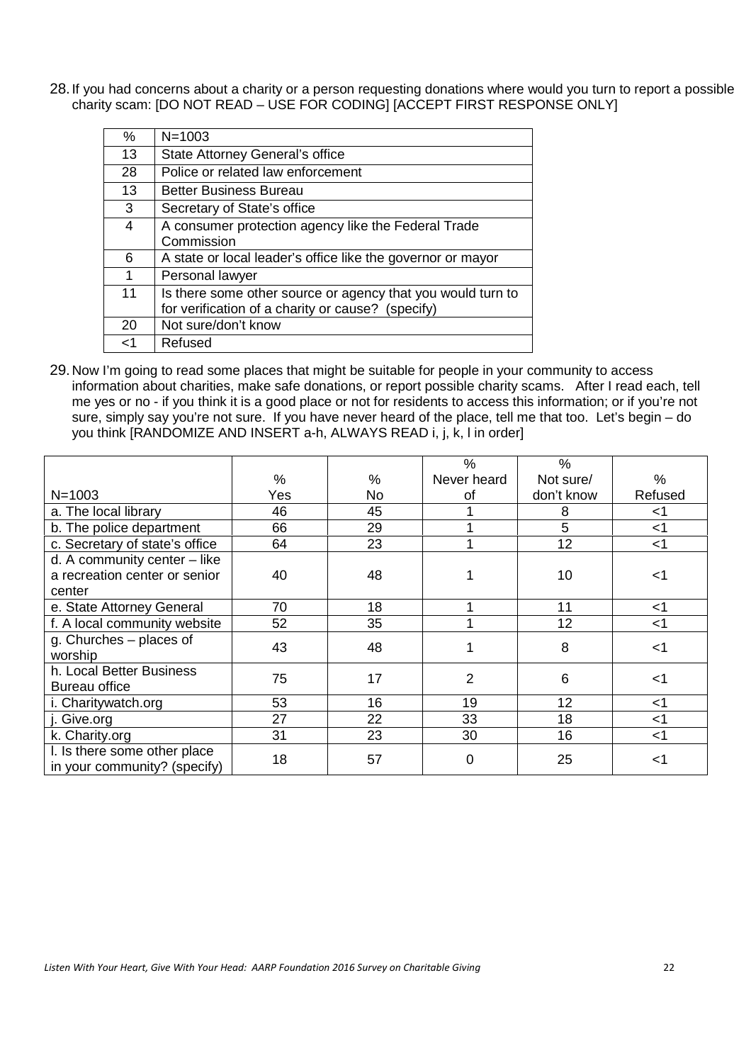28. If you had concerns about a charity or a person requesting donations where would you turn to report a possible charity scam: [DO NOT READ – USE FOR CODING] [ACCEPT FIRST RESPONSE ONLY]

| % | N=1003 |
|---|---|
| 13 | State Attorney General's office |
| 28 | Police or related law enforcement |
| 13 | Better Business Bureau |
| 3 | Secretary of State's office |
| 4 | A consumer protection agency like the Federal Trade Commission |
| 6 | A state or local leader's office like the governor or mayor |
| 1 | Personal lawyer |
| 11 | Is there some other source or agency that you would turn to for verification of a charity or cause? (specify) |
| 20 | Not sure/don't know |
| <1 | Refused |

29. Now I'm going to read some places that might be suitable for people in your community to access information about charities, make safe donations, or report possible charity scams. After I read each, tell me yes or no - if you think it is a good place or not for residents to access this information; or if you're not sure, simply say you're not sure. If you have never heard of the place, tell me that too. Let's begin – do you think [RANDOMIZE AND INSERT a-h, ALWAYS READ i, j, k, l in order]

| N=1003 | % Yes | % No | % Never heard of | % Not sure/ don't know | % Refused |
|---|---|---|---|---|---|
| a. The local library | 46 | 45 | 1 | 8 | <1 |
| b. The police department | 66 | 29 | 1 | 5 | <1 |
| c. Secretary of state's office | 64 | 23 | 1 | 12 | <1 |
| d. A community center – like a recreation center or senior center | 40 | 48 | 1 | 10 | <1 |
| e. State Attorney General | 70 | 18 | 1 | 11 | <1 |
| f. A local community website | 52 | 35 | 1 | 12 | <1 |
| g. Churches – places of worship | 43 | 48 | 1 | 8 | <1 |
| h. Local Better Business Bureau office | 75 | 17 | 2 | 6 | <1 |
| i. Charitywatch.org | 53 | 16 | 19 | 12 | <1 |
| j. Give.org | 27 | 22 | 33 | 18 | <1 |
| k. Charity.org | 31 | 23 | 30 | 16 | <1 |
| l. Is there some other place in your community? (specify) | 18 | 57 | 0 | 25 | <1 |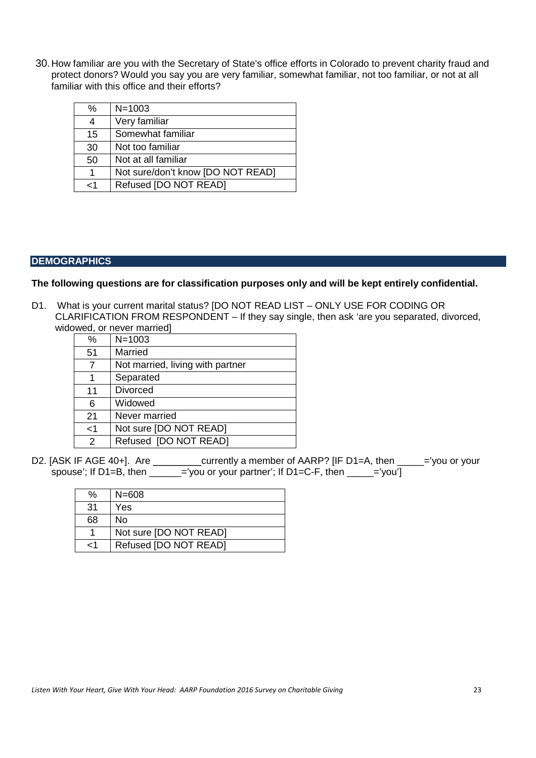30. How familiar are you with the Secretary of State's office efforts in Colorado to prevent charity fraud and protect donors? Would you say you are very familiar, somewhat familiar, not too familiar, or not at all familiar with this office and their efforts?

| % | N=1003 |
|---|---|
| 4 | Very familiar |
| 15 | Somewhat familiar |
| 30 | Not too familiar |
| 50 | Not at all familiar |
| 1 | Not sure/don't know [DO NOT READ] |
| <1 | Refused [DO NOT READ] |

## DEMOGRAPHICS

**The following questions are for classification purposes only and will be kept entirely confidential.**

D1. What is your current marital status? [DO NOT READ LIST – ONLY USE FOR CODING OR CLARIFICATION FROM RESPONDENT – If they say single, then ask 'are you separated, divorced, widowed, or never married]

| % | N=1003 |
|---|---|
| 51 | Married |
| 7 | Not married, living with partner |
| 1 | Separated |
| 11 | Divorced |
| 6 | Widowed |
| 21 | Never married |
| <1 | Not sure [DO NOT READ] |
| 2 | Refused [DO NOT READ] |

D2. [ASK IF AGE 40+]. Are _________currently a member of AARP? [IF D1=A, then _____='you or your spouse'; If D1=B, then ______='you or your partner'; If D1=C-F, then _____='you']

| % | N=608 |
|---|---|
| 31 | Yes |
| 68 | No |
| 1 | Not sure [DO NOT READ] |
| <1 | Refused [DO NOT READ] |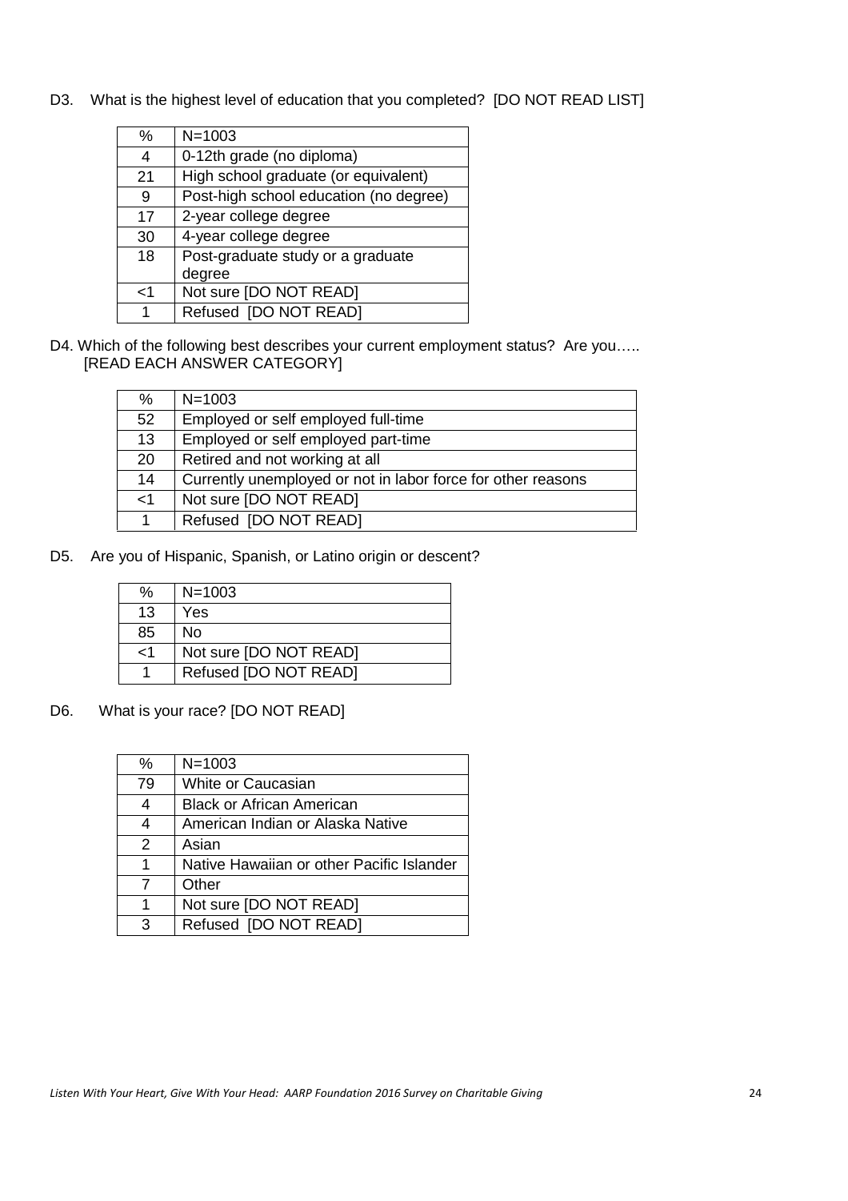D3. What is the highest level of education that you completed? [DO NOT READ LIST]

| % | N=1003 |
|---|---|
| 4 | 0-12th grade (no diploma) |
| 21 | High school graduate (or equivalent) |
| 9 | Post-high school education (no degree) |
| 17 | 2-year college degree |
| 30 | 4-year college degree |
| 18 | Post-graduate study or a graduate degree |
| <1 | Not sure [DO NOT READ] |
| 1 | Refused [DO NOT READ] |

D4. Which of the following best describes your current employment status? Are you….. [READ EACH ANSWER CATEGORY]

| % | N=1003 |
|---|---|
| 52 | Employed or self employed full-time |
| 13 | Employed or self employed part-time |
| 20 | Retired and not working at all |
| 14 | Currently unemployed or not in labor force for other reasons |
| <1 | Not sure [DO NOT READ] |
| 1 | Refused [DO NOT READ] |

D5. Are you of Hispanic, Spanish, or Latino origin or descent?

| % | N=1003 |
|---|---|
| 13 | Yes |
| 85 | No |
| <1 | Not sure [DO NOT READ] |
| 1 | Refused [DO NOT READ] |

D6. What is your race? [DO NOT READ]

| % | N=1003 |
|---|---|
| 79 | White or Caucasian |
| 4 | Black or African American |
| 4 | American Indian or Alaska Native |
| 2 | Asian |
| 1 | Native Hawaiian or other Pacific Islander |
| 7 | Other |
| 1 | Not sure [DO NOT READ] |
| 3 | Refused [DO NOT READ] |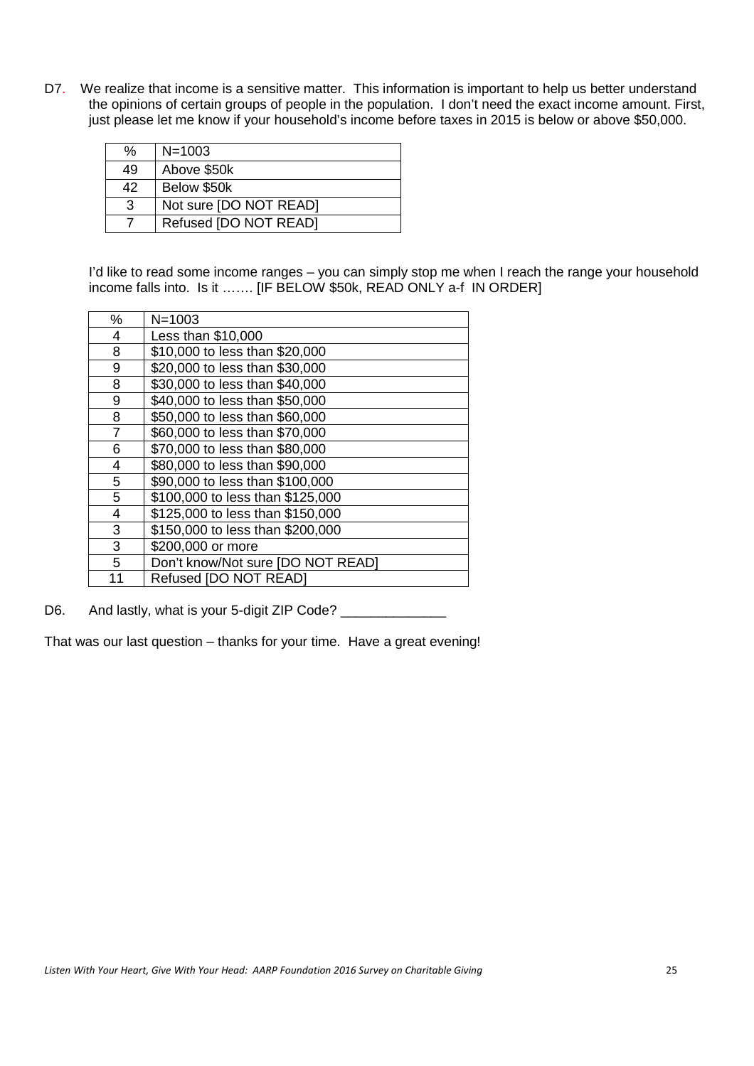D7. We realize that income is a sensitive matter. This information is important to help us better understand the opinions of certain groups of people in the population. I don't need the exact income amount. First, just please let me know if your household's income before taxes in 2015 is below or above $50,000.

| % | N=1003 |
|---|---|
| 49 | Above $50k |
| 42 | Below $50k |
| 3 | Not sure [DO NOT READ] |
| 7 | Refused [DO NOT READ] |

I'd like to read some income ranges – you can simply stop me when I reach the range your household income falls into. Is it ……. [IF BELOW $50k, READ ONLY a-f IN ORDER]

| % | N=1003 |
|---|---|
| 4 | Less than $10,000 |
| 8 | $10,000 to less than $20,000 |
| 9 | $20,000 to less than $30,000 |
| 8 | $30,000 to less than $40,000 |
| 9 | $40,000 to less than $50,000 |
| 8 | $50,000 to less than $60,000 |
| 7 | $60,000 to less than $70,000 |
| 6 | $70,000 to less than $80,000 |
| 4 | $80,000 to less than $90,000 |
| 5 | $90,000 to less than $100,000 |
| 5 | $100,000 to less than $125,000 |
| 4 | $125,000 to less than $150,000 |
| 3 | $150,000 to less than $200,000 |
| 3 | $200,000 or more |
| 5 | Don't know/Not sure [DO NOT READ] |
| 11 | Refused [DO NOT READ] |

D6. And lastly, what is your 5-digit ZIP Code? ______________

That was our last question – thanks for your time. Have a great evening!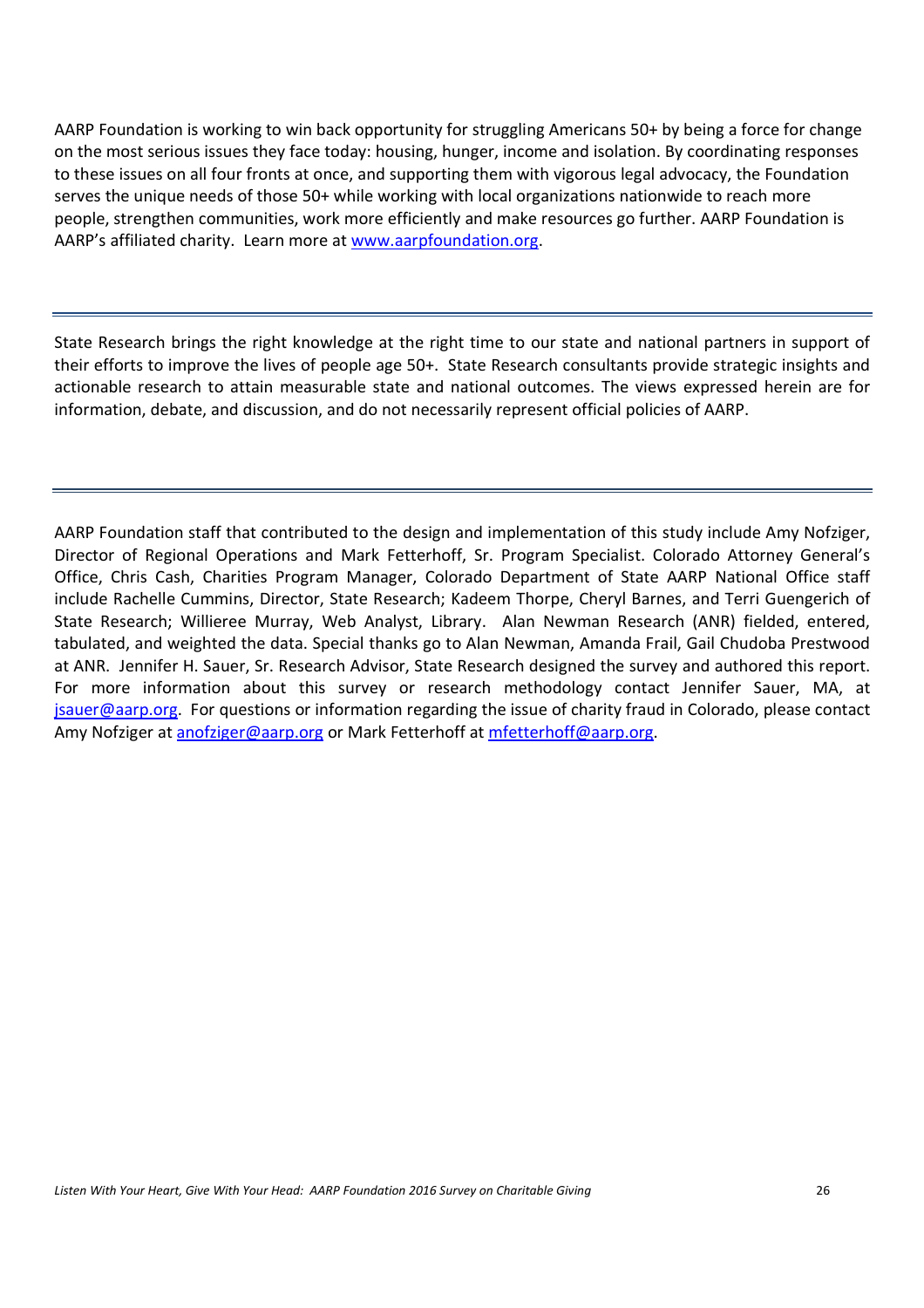AARP Foundation is working to win back opportunity for struggling Americans 50+ by being a force for change on the most serious issues they face today: housing, hunger, income and isolation. By coordinating responses to these issues on all four fronts at once, and supporting them with vigorous legal advocacy, the Foundation serves the unique needs of those 50+ while working with local organizations nationwide to reach more people, strengthen communities, work more efficiently and make resources go further. AARP Foundation is AARP's affiliated charity. Learn more at [www.aarpfoundation.org](http://www.aarpfoundation.org).

---

State Research brings the right knowledge at the right time to our state and national partners in support of their efforts to improve the lives of people age 50+. State Research consultants provide strategic insights and actionable research to attain measurable state and national outcomes. The views expressed herein are for information, debate, and discussion, and do not necessarily represent official policies of AARP.

---

AARP Foundation staff that contributed to the design and implementation of this study include Amy Nofziger, Director of Regional Operations and Mark Fetterhoff, Sr. Program Specialist. Colorado Attorney General's Office, Chris Cash, Charities Program Manager, Colorado Department of State AARP National Office staff include Rachelle Cummins, Director, State Research; Kadeem Thorpe, Cheryl Barnes, and Terri Guengerich of State Research; Willieree Murray, Web Analyst, Library. Alan Newman Research (ANR) fielded, entered, tabulated, and weighted the data. Special thanks go to Alan Newman, Amanda Frail, Gail Chudoba Prestwood at ANR. Jennifer H. Sauer, Sr. Research Advisor, State Research designed the survey and authored this report. For more information about this survey or research methodology contact Jennifer Sauer, MA, at [jsauer@aarp.org](mailto:jsauer@aarp.org). For questions or information regarding the issue of charity fraud in Colorado, please contact Amy Nofziger at [anofziger@aarp.org](mailto:anofziger@aarp.org) or Mark Fetterhoff at [mfetterhoff@aarp.org](mailto:mfetterhoff@aarp.org).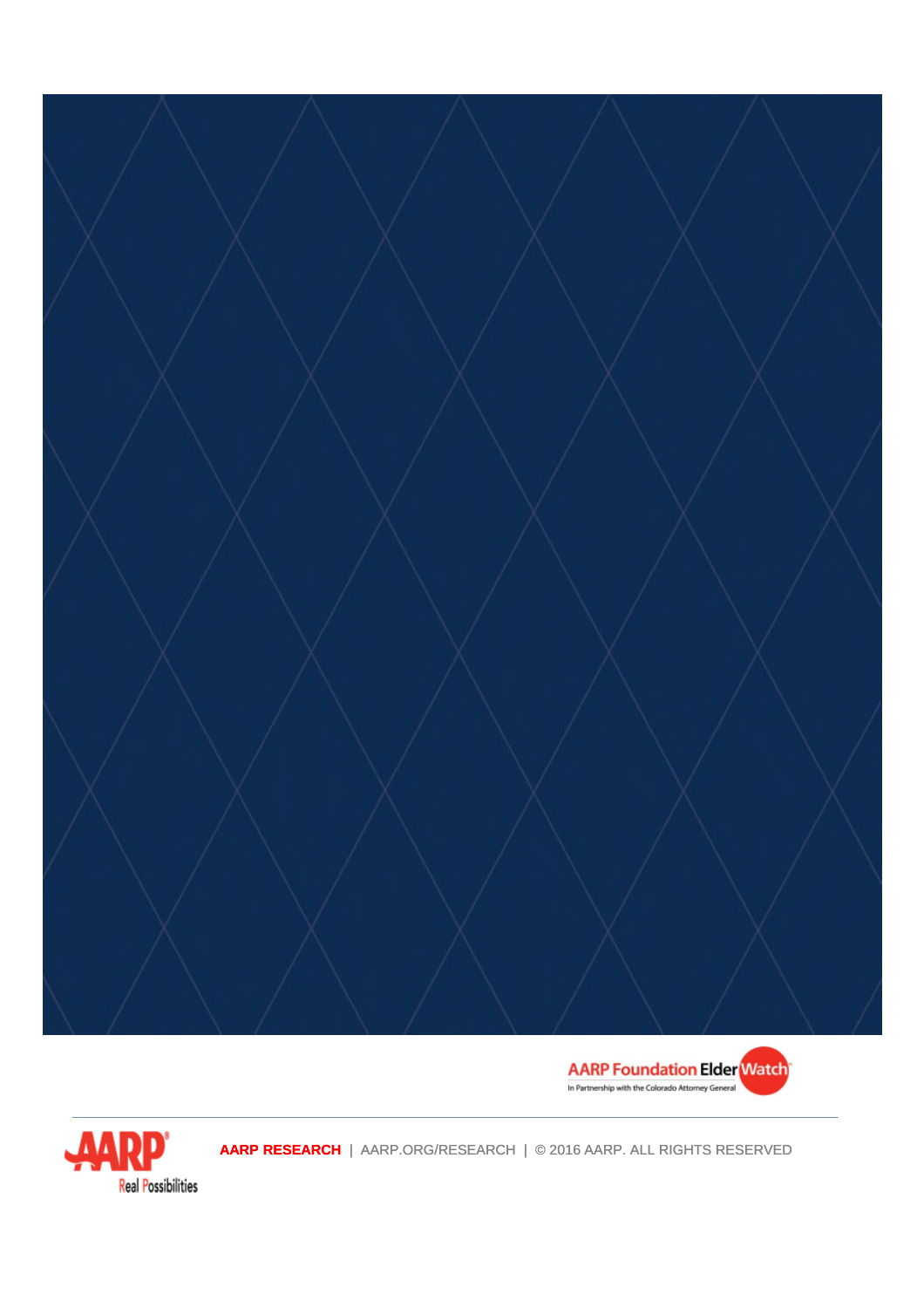AARP Foundation ElderWatch

In Partnership with the Colorado Attorney General

AARP Real Possibilities

AARP RESEARCH | AARP.ORG/RESEARCH | © 2016 AARP. ALL RIGHTS RESERVED